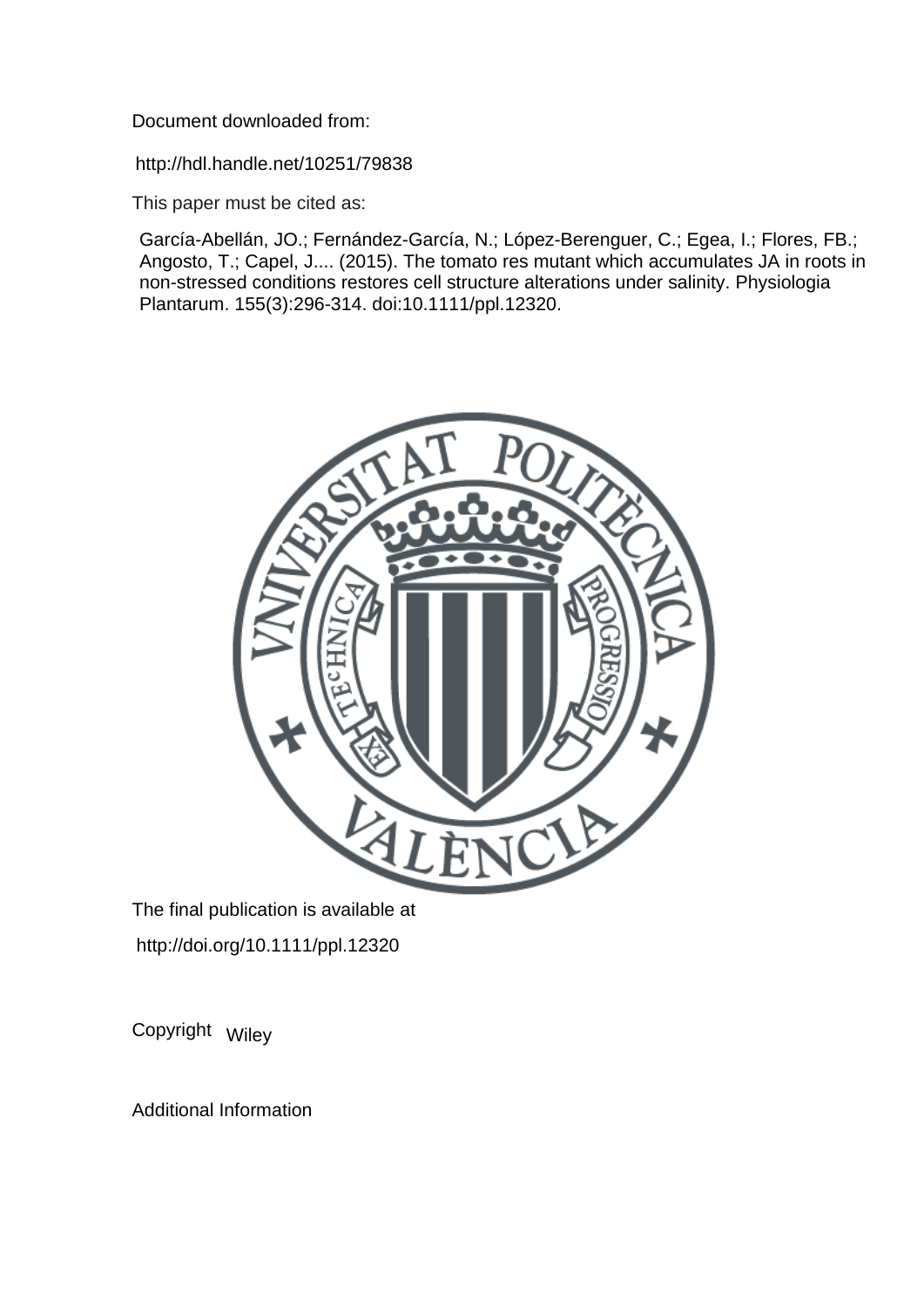Document downloaded from:

http://hdl.handle.net/10251/79838

This paper must be cited as:

García-Abellán, JO.; Fernández-García, N.; López-Berenguer, C.; Egea, I.; Flores, FB.; Angosto, T.; Capel, J.... (2015). The tomato res mutant which accumulates JA in roots in non-stressed conditions restores cell structure alterations under salinity. Physiologia Plantarum. 155(3):296-314. doi:10.1111/ppl.12320.

The final publication is available at

http://doi.org/10.1111/ppl.12320

Copyright Wiley

Additional Information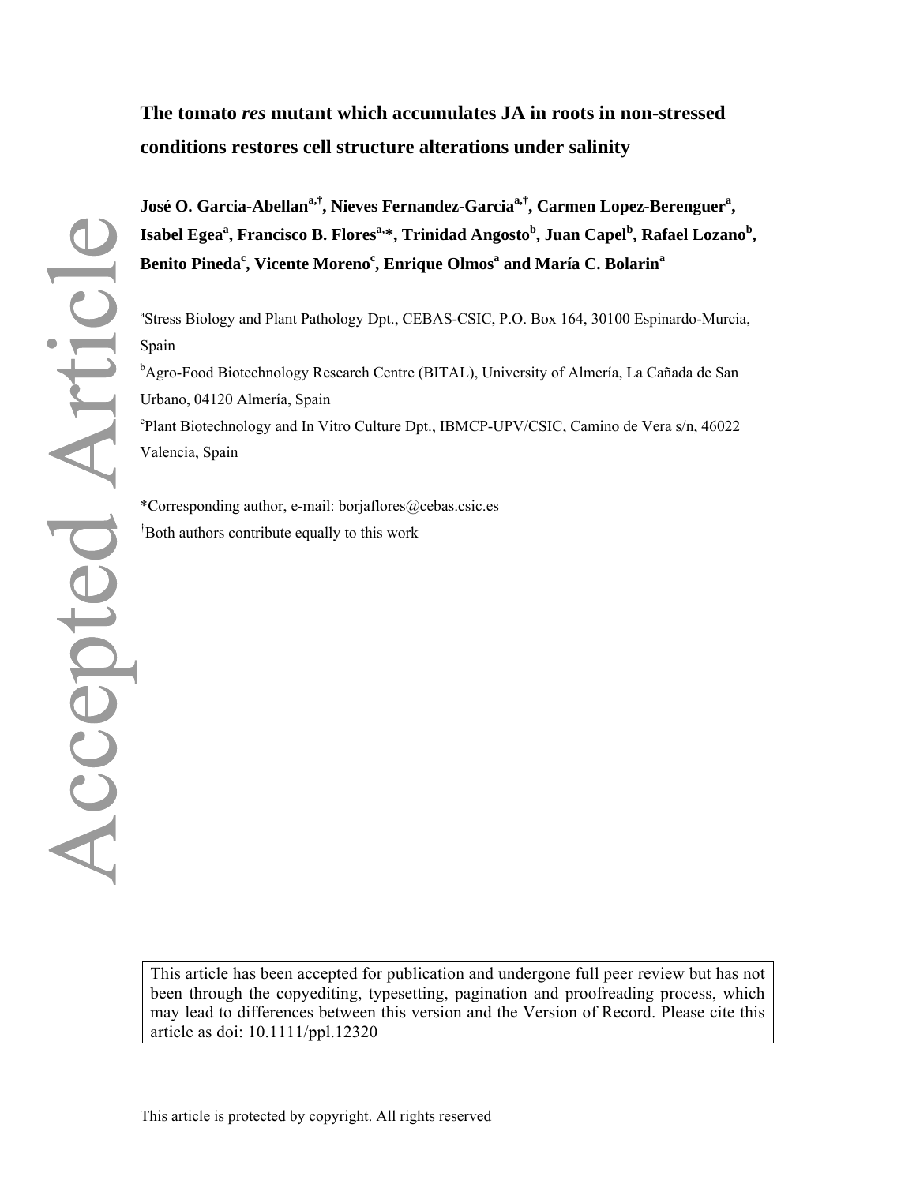# The tomato *res* mutant which accumulates JA in roots in non-stressed conditions restores cell structure alterations under salinity

**José O. Garcia-Abellan[a,†], Nieves Fernandez-Garcia[a,†], Carmen Lopez-Berenguer[a], Isabel Egea[a], Francisco B. Flores[a,*], Trinidad Angosto[b], Juan Capel[b], Rafael Lozano[b], Benito Pineda[c], Vicente Moreno[c], Enrique Olmos[a] and María C. Bolarin[a]**

[a]Stress Biology and Plant Pathology Dpt., CEBAS-CSIC, P.O. Box 164, 30100 Espinardo-Murcia, Spain

[b]Agro-Food Biotechnology Research Centre (BITAL), University of Almería, La Cañada de San Urbano, 04120 Almería, Spain

[c]Plant Biotechnology and In Vitro Culture Dpt., IBMCP-UPV/CSIC, Camino de Vera s/n, 46022 Valencia, Spain

*Corresponding author, e-mail: borjaflores@cebas.csic.es

[†]Both authors contribute equally to this work

This article has been accepted for publication and undergone full peer review but has not been through the copyediting, typesetting, pagination and proofreading process, which may lead to differences between this version and the Version of Record. Please cite this article as doi: 10.1111/ppl.12320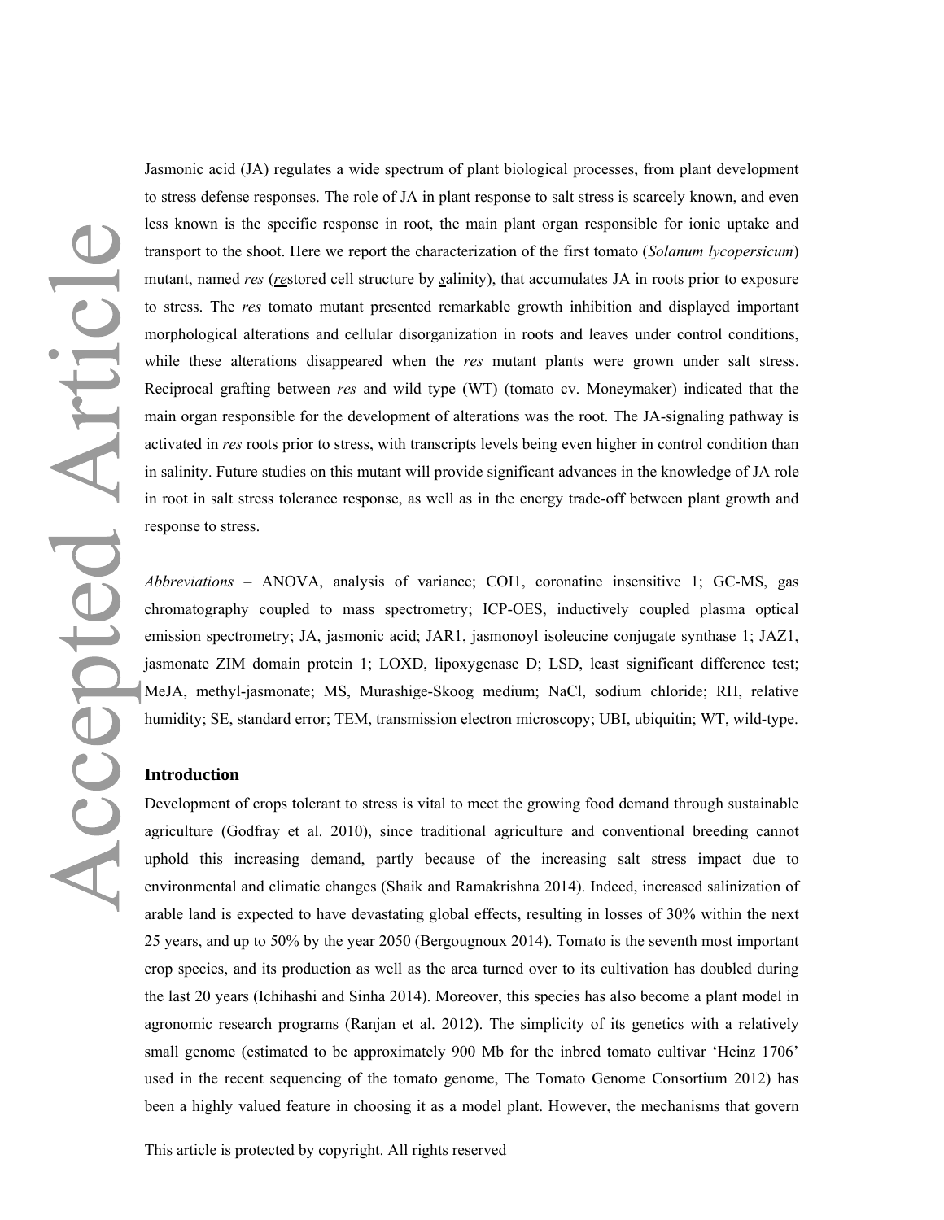Jasmonic acid (JA) regulates a wide spectrum of plant biological processes, from plant development to stress defense responses. The role of JA in plant response to salt stress is scarcely known, and even less known is the specific response in root, the main plant organ responsible for ionic uptake and transport to the shoot. Here we report the characterization of the first tomato (*Solanum lycopersicum*) mutant, named *res* (*re*stored cell structure by *s*alinity), that accumulates JA in roots prior to exposure to stress. The *res* tomato mutant presented remarkable growth inhibition and displayed important morphological alterations and cellular disorganization in roots and leaves under control conditions, while these alterations disappeared when the *res* mutant plants were grown under salt stress. Reciprocal grafting between *res* and wild type (WT) (tomato cv. Moneymaker) indicated that the main organ responsible for the development of alterations was the root. The JA-signaling pathway is activated in *res* roots prior to stress, with transcripts levels being even higher in control condition than in salinity. Future studies on this mutant will provide significant advances in the knowledge of JA role in root in salt stress tolerance response, as well as in the energy trade-off between plant growth and response to stress.

*Abbreviations* – ANOVA, analysis of variance; COI1, coronatine insensitive 1; GC-MS, gas chromatography coupled to mass spectrometry; ICP-OES, inductively coupled plasma optical emission spectrometry; JA, jasmonic acid; JAR1, jasmonoyl isoleucine conjugate synthase 1; JAZ1, jasmonate ZIM domain protein 1; LOXD, lipoxygenase D; LSD, least significant difference test; MeJA, methyl-jasmonate; MS, Murashige-Skoog medium; NaCl, sodium chloride; RH, relative humidity; SE, standard error; TEM, transmission electron microscopy; UBI, ubiquitin; WT, wild-type.

## Introduction

Development of crops tolerant to stress is vital to meet the growing food demand through sustainable agriculture (Godfray et al. 2010), since traditional agriculture and conventional breeding cannot uphold this increasing demand, partly because of the increasing salt stress impact due to environmental and climatic changes (Shaik and Ramakrishna 2014). Indeed, increased salinization of arable land is expected to have devastating global effects, resulting in losses of 30% within the next 25 years, and up to 50% by the year 2050 (Bergougnoux 2014). Tomato is the seventh most important crop species, and its production as well as the area turned over to its cultivation has doubled during the last 20 years (Ichihashi and Sinha 2014). Moreover, this species has also become a plant model in agronomic research programs (Ranjan et al. 2012). The simplicity of its genetics with a relatively small genome (estimated to be approximately 900 Mb for the inbred tomato cultivar 'Heinz 1706' used in the recent sequencing of the tomato genome, The Tomato Genome Consortium 2012) has been a highly valued feature in choosing it as a model plant. However, the mechanisms that govern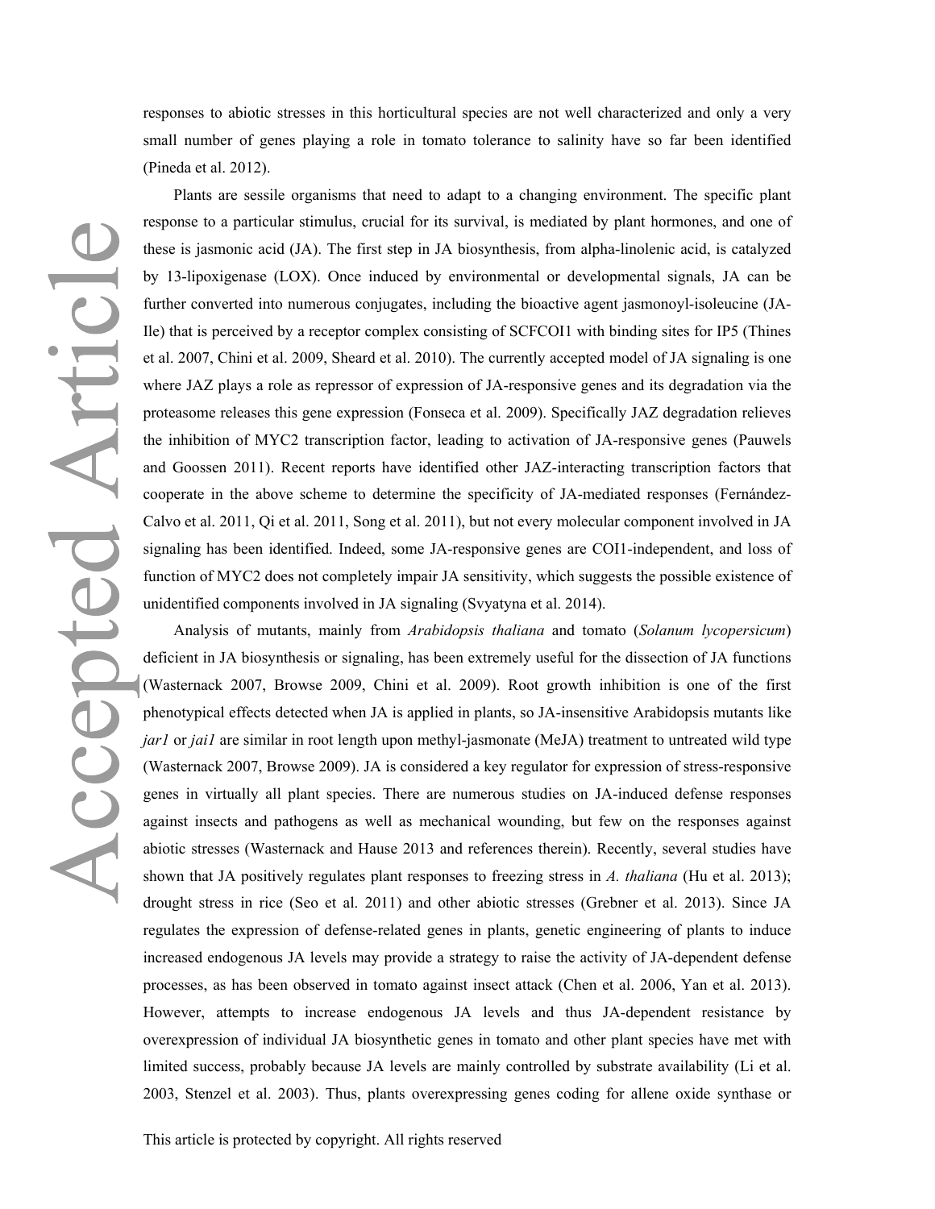responses to abiotic stresses in this horticultural species are not well characterized and only a very small number of genes playing a role in tomato tolerance to salinity have so far been identified (Pineda et al. 2012).

Plants are sessile organisms that need to adapt to a changing environment. The specific plant response to a particular stimulus, crucial for its survival, is mediated by plant hormones, and one of these is jasmonic acid (JA). The first step in JA biosynthesis, from alpha-linolenic acid, is catalyzed by 13-lipoxigenase (LOX). Once induced by environmental or developmental signals, JA can be further converted into numerous conjugates, including the bioactive agent jasmonoyl-isoleucine (JA-Ile) that is perceived by a receptor complex consisting of SCFCOI1 with binding sites for IP5 (Thines et al. 2007, Chini et al. 2009, Sheard et al. 2010). The currently accepted model of JA signaling is one where JAZ plays a role as repressor of expression of JA-responsive genes and its degradation via the proteasome releases this gene expression (Fonseca et al. 2009). Specifically JAZ degradation relieves the inhibition of MYC2 transcription factor, leading to activation of JA-responsive genes (Pauwels and Goossen 2011). Recent reports have identified other JAZ-interacting transcription factors that cooperate in the above scheme to determine the specificity of JA-mediated responses (Fernández-Calvo et al. 2011, Qi et al. 2011, Song et al. 2011), but not every molecular component involved in JA signaling has been identified. Indeed, some JA-responsive genes are COI1-independent, and loss of function of MYC2 does not completely impair JA sensitivity, which suggests the possible existence of unidentified components involved in JA signaling (Svyatyna et al. 2014).

Analysis of mutants, mainly from *Arabidopsis thaliana* and tomato (*Solanum lycopersicum*) deficient in JA biosynthesis or signaling, has been extremely useful for the dissection of JA functions (Wasternack 2007, Browse 2009, Chini et al. 2009). Root growth inhibition is one of the first phenotypical effects detected when JA is applied in plants, so JA-insensitive Arabidopsis mutants like *jar1* or *jai1* are similar in root length upon methyl-jasmonate (MeJA) treatment to untreated wild type (Wasternack 2007, Browse 2009). JA is considered a key regulator for expression of stress-responsive genes in virtually all plant species. There are numerous studies on JA-induced defense responses against insects and pathogens as well as mechanical wounding, but few on the responses against abiotic stresses (Wasternack and Hause 2013 and references therein). Recently, several studies have shown that JA positively regulates plant responses to freezing stress in *A. thaliana* (Hu et al. 2013); drought stress in rice (Seo et al. 2011) and other abiotic stresses (Grebner et al. 2013). Since JA regulates the expression of defense-related genes in plants, genetic engineering of plants to induce increased endogenous JA levels may provide a strategy to raise the activity of JA-dependent defense processes, as has been observed in tomato against insect attack (Chen et al. 2006, Yan et al. 2013). However, attempts to increase endogenous JA levels and thus JA-dependent resistance by overexpression of individual JA biosynthetic genes in tomato and other plant species have met with limited success, probably because JA levels are mainly controlled by substrate availability (Li et al. 2003, Stenzel et al. 2003). Thus, plants overexpressing genes coding for allene oxide synthase or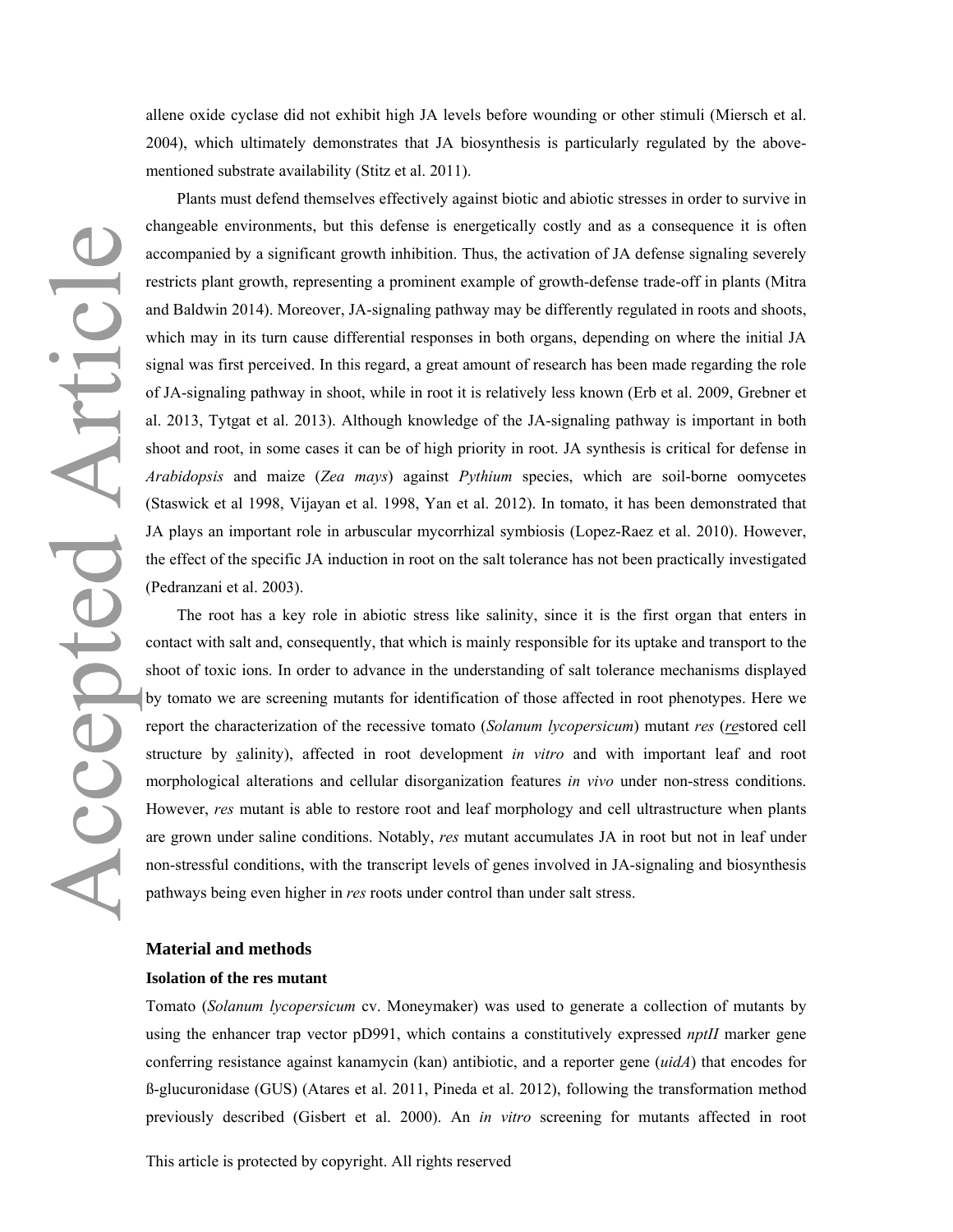allene oxide cyclase did not exhibit high JA levels before wounding or other stimuli (Miersch et al. 2004), which ultimately demonstrates that JA biosynthesis is particularly regulated by the above-mentioned substrate availability (Stitz et al. 2011).

Plants must defend themselves effectively against biotic and abiotic stresses in order to survive in changeable environments, but this defense is energetically costly and as a consequence it is often accompanied by a significant growth inhibition. Thus, the activation of JA defense signaling severely restricts plant growth, representing a prominent example of growth-defense trade-off in plants (Mitra and Baldwin 2014). Moreover, JA-signaling pathway may be differently regulated in roots and shoots, which may in its turn cause differential responses in both organs, depending on where the initial JA signal was first perceived. In this regard, a great amount of research has been made regarding the role of JA-signaling pathway in shoot, while in root it is relatively less known (Erb et al. 2009, Grebner et al. 2013, Tytgat et al. 2013). Although knowledge of the JA-signaling pathway is important in both shoot and root, in some cases it can be of high priority in root. JA synthesis is critical for defense in *Arabidopsis* and maize (*Zea mays*) against *Pythium* species, which are soil-borne oomycetes (Staswick et al 1998, Vijayan et al. 1998, Yan et al. 2012). In tomato, it has been demonstrated that JA plays an important role in arbuscular mycorrhizal symbiosis (Lopez-Raez et al. 2010). However, the effect of the specific JA induction in root on the salt tolerance has not been practically investigated (Pedranzani et al. 2003).

The root has a key role in abiotic stress like salinity, since it is the first organ that enters in contact with salt and, consequently, that which is mainly responsible for its uptake and transport to the shoot of toxic ions. In order to advance in the understanding of salt tolerance mechanisms displayed by tomato we are screening mutants for identification of those affected in root phenotypes. Here we report the characterization of the recessive tomato (*Solanum lycopersicum*) mutant *res* (*re*stored cell structure by *s*alinity), affected in root development *in vitro* and with important leaf and root morphological alterations and cellular disorganization features *in vivo* under non-stress conditions. However, *res* mutant is able to restore root and leaf morphology and cell ultrastructure when plants are grown under saline conditions. Notably, *res* mutant accumulates JA in root but not in leaf under non-stressful conditions, with the transcript levels of genes involved in JA-signaling and biosynthesis pathways being even higher in *res* roots under control than under salt stress.

## Material and methods

### Isolation of the res mutant

Tomato (*Solanum lycopersicum* cv. Moneymaker) was used to generate a collection of mutants by using the enhancer trap vector pD991, which contains a constitutively expressed *nptII* marker gene conferring resistance against kanamycin (kan) antibiotic, and a reporter gene (*uidA*) that encodes for ß-glucuronidase (GUS) (Atares et al. 2011, Pineda et al. 2012), following the transformation method previously described (Gisbert et al. 2000). An *in vitro* screening for mutants affected in root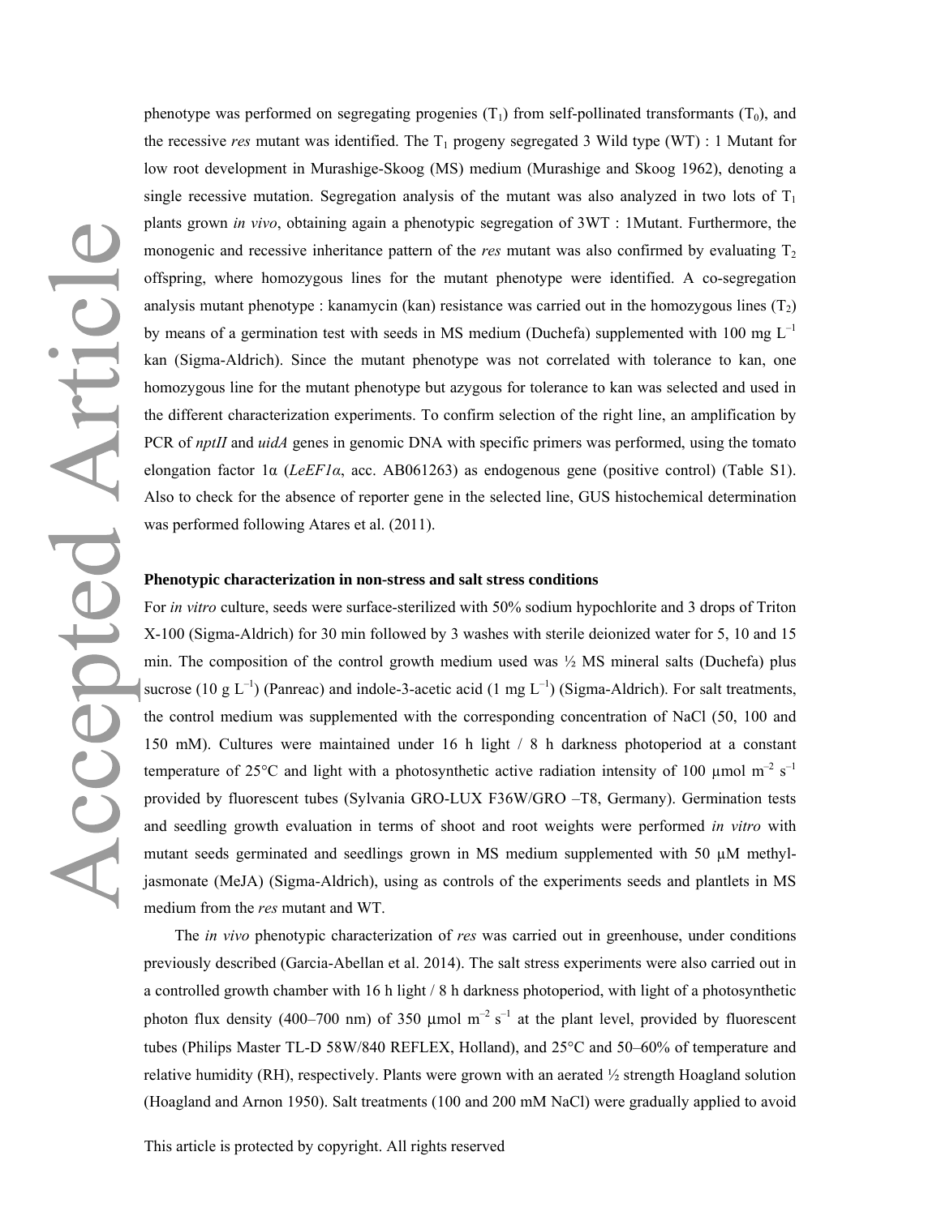phenotype was performed on segregating progenies ($T_1$) from self-pollinated transformants ($T_0$), and the recessive *res* mutant was identified. The $T_1$ progeny segregated 3 Wild type (WT) : 1 Mutant for low root development in Murashige-Skoog (MS) medium (Murashige and Skoog 1962), denoting a single recessive mutation. Segregation analysis of the mutant was also analyzed in two lots of $T_1$ plants grown *in vivo*, obtaining again a phenotypic segregation of 3WT : 1Mutant. Furthermore, the monogenic and recessive inheritance pattern of the *res* mutant was also confirmed by evaluating $T_2$ offspring, where homozygous lines for the mutant phenotype were identified. A co-segregation analysis mutant phenotype : kanamycin (kan) resistance was carried out in the homozygous lines ($T_2$) by means of a germination test with seeds in MS medium (Duchefa) supplemented with 100 mg $L^{-1}$ kan (Sigma-Aldrich). Since the mutant phenotype was not correlated with tolerance to kan, one homozygous line for the mutant phenotype but azygous for tolerance to kan was selected and used in the different characterization experiments. To confirm selection of the right line, an amplification by PCR of *nptII* and *uidA* genes in genomic DNA with specific primers was performed, using the tomato elongation factor 1α (*LeEF1α*, acc. AB061263) as endogenous gene (positive control) (Table S1). Also to check for the absence of reporter gene in the selected line, GUS histochemical determination was performed following Atares et al. (2011).

**Phenotypic characterization in non-stress and salt stress conditions**

For *in vitro* culture, seeds were surface-sterilized with 50% sodium hypochlorite and 3 drops of Triton X-100 (Sigma-Aldrich) for 30 min followed by 3 washes with sterile deionized water for 5, 10 and 15 min. The composition of the control growth medium used was ½ MS mineral salts (Duchefa) plus sucrose (10 g $L^{-1}$) (Panreac) and indole-3-acetic acid (1 mg $L^{-1}$) (Sigma-Aldrich). For salt treatments, the control medium was supplemented with the corresponding concentration of NaCl (50, 100 and 150 mM). Cultures were maintained under 16 h light / 8 h darkness photoperiod at a constant temperature of 25°C and light with a photosynthetic active radiation intensity of 100 µmol $m^{-2}$ $s^{-1}$ provided by fluorescent tubes (Sylvania GRO-LUX F36W/GRO –T8, Germany). Germination tests and seedling growth evaluation in terms of shoot and root weights were performed *in vitro* with mutant seeds germinated and seedlings grown in MS medium supplemented with 50 µM methyl-jasmonate (MeJA) (Sigma-Aldrich), using as controls of the experiments seeds and plantlets in MS medium from the *res* mutant and WT.

The *in vivo* phenotypic characterization of *res* was carried out in greenhouse, under conditions previously described (Garcia-Abellan et al. 2014). The salt stress experiments were also carried out in a controlled growth chamber with 16 h light / 8 h darkness photoperiod, with light of a photosynthetic photon flux density (400–700 nm) of 350 µmol $m^{-2}$ $s^{-1}$ at the plant level, provided by fluorescent tubes (Philips Master TL-D 58W/840 REFLEX, Holland), and 25°C and 50–60% of temperature and relative humidity (RH), respectively. Plants were grown with an aerated ½ strength Hoagland solution (Hoagland and Arnon 1950). Salt treatments (100 and 200 mM NaCl) were gradually applied to avoid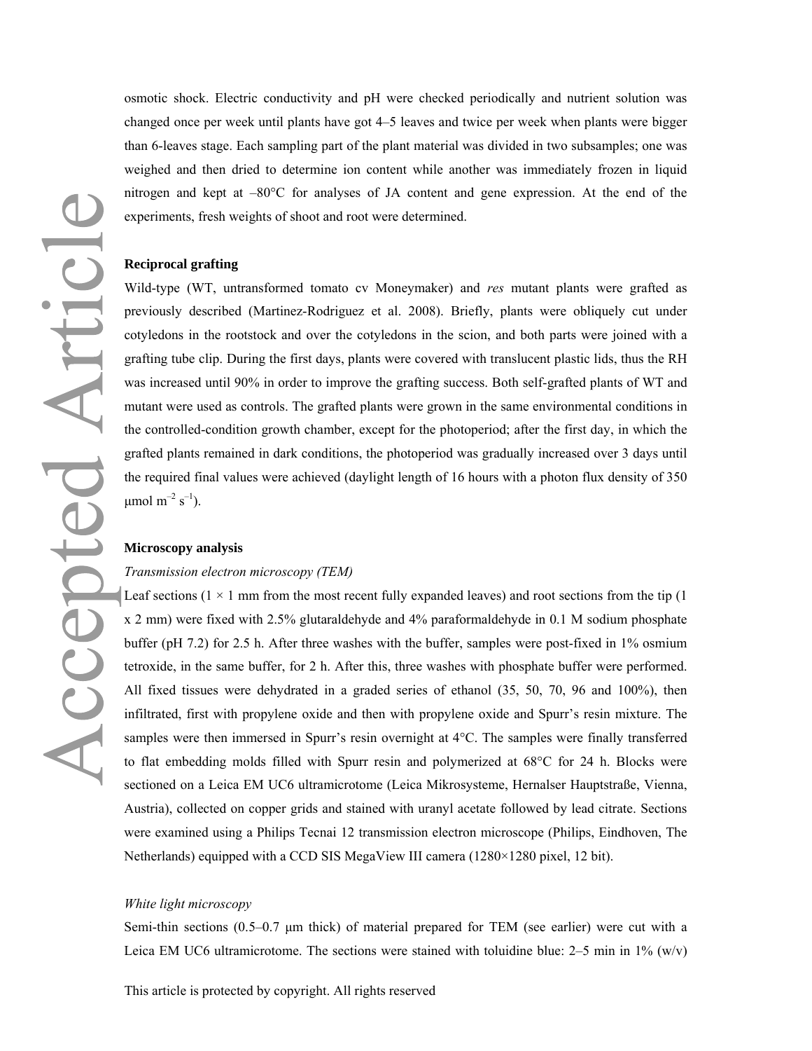osmotic shock. Electric conductivity and pH were checked periodically and nutrient solution was changed once per week until plants have got 4–5 leaves and twice per week when plants were bigger than 6-leaves stage. Each sampling part of the plant material was divided in two subsamples; one was weighed and then dried to determine ion content while another was immediately frozen in liquid nitrogen and kept at –80°C for analyses of JA content and gene expression. At the end of the experiments, fresh weights of shoot and root were determined.

**Reciprocal grafting**

Wild-type (WT, untransformed tomato cv Moneymaker) and *res* mutant plants were grafted as previously described (Martinez-Rodriguez et al. 2008). Briefly, plants were obliquely cut under cotyledons in the rootstock and over the cotyledons in the scion, and both parts were joined with a grafting tube clip. During the first days, plants were covered with translucent plastic lids, thus the RH was increased until 90% in order to improve the grafting success. Both self-grafted plants of WT and mutant were used as controls. The grafted plants were grown in the same environmental conditions in the controlled-condition growth chamber, except for the photoperiod; after the first day, in which the grafted plants remained in dark conditions, the photoperiod was gradually increased over 3 days until the required final values were achieved (daylight length of 16 hours with a photon flux density of 350 μmol $m^{-2}$ $s^{-1}$).

**Microscopy analysis**

*Transmission electron microscopy (TEM)*

Leaf sections (1 × 1 mm from the most recent fully expanded leaves) and root sections from the tip (1 x 2 mm) were fixed with 2.5% glutaraldehyde and 4% paraformaldehyde in 0.1 M sodium phosphate buffer (pH 7.2) for 2.5 h. After three washes with the buffer, samples were post-fixed in 1% osmium tetroxide, in the same buffer, for 2 h. After this, three washes with phosphate buffer were performed. All fixed tissues were dehydrated in a graded series of ethanol (35, 50, 70, 96 and 100%), then infiltrated, first with propylene oxide and then with propylene oxide and Spurr's resin mixture. The samples were then immersed in Spurr's resin overnight at 4°C. The samples were finally transferred to flat embedding molds filled with Spurr resin and polymerized at 68°C for 24 h. Blocks were sectioned on a Leica EM UC6 ultramicrotome (Leica Mikrosysteme, Hernalser Hauptstraße, Vienna, Austria), collected on copper grids and stained with uranyl acetate followed by lead citrate. Sections were examined using a Philips Tecnai 12 transmission electron microscope (Philips, Eindhoven, The Netherlands) equipped with a CCD SIS MegaView III camera (1280×1280 pixel, 12 bit).

*White light microscopy*

Semi-thin sections (0.5–0.7 μm thick) of material prepared for TEM (see earlier) were cut with a Leica EM UC6 ultramicrotome. The sections were stained with toluidine blue: 2–5 min in 1% (w/v)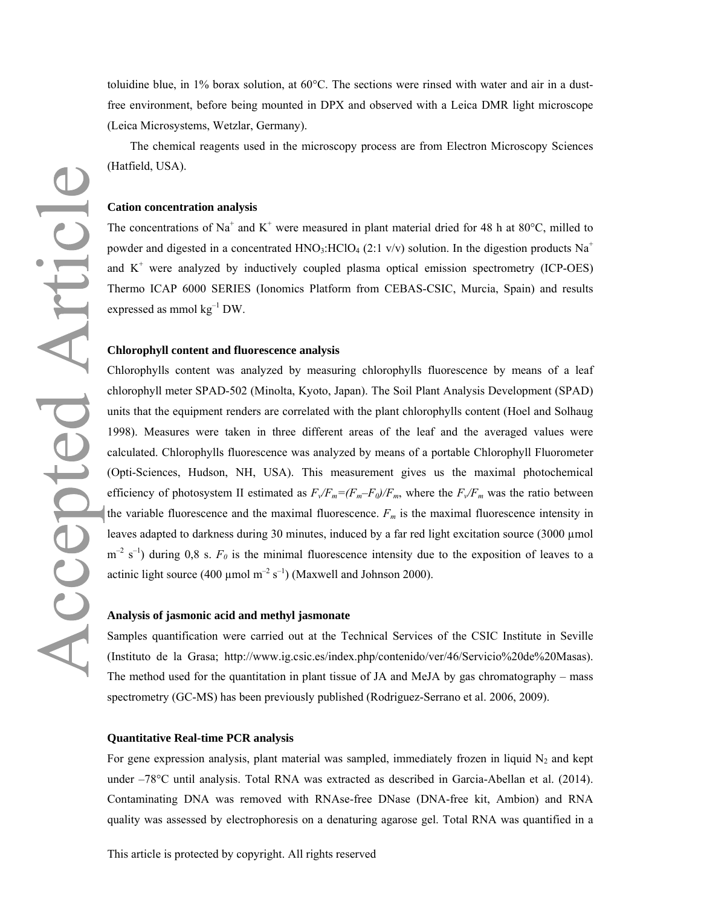toluidine blue, in 1% borax solution, at 60°C. The sections were rinsed with water and air in a dust-free environment, before being mounted in DPX and observed with a Leica DMR light microscope (Leica Microsystems, Wetzlar, Germany).

The chemical reagents used in the microscopy process are from Electron Microscopy Sciences (Hatfield, USA).

**Cation concentration analysis**

The concentrations of $Na^+$ and $K^+$ were measured in plant material dried for 48 h at 80°C, milled to powder and digested in a concentrated $HNO_3$:$HClO_4$ (2:1 v/v) solution. In the digestion products $Na^+$ and $K^+$ were analyzed by inductively coupled plasma optical emission spectrometry (ICP-OES) Thermo ICAP 6000 SERIES (Ionomics Platform from CEBAS-CSIC, Murcia, Spain) and results expressed as mmol $kg^{-1}$ DW.

**Chlorophyll content and fluorescence analysis**

Chlorophylls content was analyzed by measuring chlorophylls fluorescence by means of a leaf chlorophyll meter SPAD-502 (Minolta, Kyoto, Japan). The Soil Plant Analysis Development (SPAD) units that the equipment renders are correlated with the plant chlorophylls content (Hoel and Solhaug 1998). Measures were taken in three different areas of the leaf and the averaged values were calculated. Chlorophylls fluorescence was analyzed by means of a portable Chlorophyll Fluorometer (Opti-Sciences, Hudson, NH, USA). This measurement gives us the maximal photochemical efficiency of photosystem II estimated as $F_v/F_m=(F_m–F_0)/F_m$, where the $F_v/F_m$ was the ratio between the variable fluorescence and the maximal fluorescence. $F_m$ is the maximal fluorescence intensity in leaves adapted to darkness during 30 minutes, induced by a far red light excitation source (3000 µmol $m^{-2}$ $s^{-1}$) during 0,8 s. $F_0$ is the minimal fluorescence intensity due to the exposition of leaves to a actinic light source (400 µmol $m^{-2}$ $s^{-1}$) (Maxwell and Johnson 2000).

**Analysis of jasmonic acid and methyl jasmonate**

Samples quantification were carried out at the Technical Services of the CSIC Institute in Seville (Instituto de la Grasa; http://www.ig.csic.es/index.php/contenido/ver/46/Servicio%20de%20Masas). The method used for the quantitation in plant tissue of JA and MeJA by gas chromatography – mass spectrometry (GC-MS) has been previously published (Rodriguez-Serrano et al. 2006, 2009).

**Quantitative Real-time PCR analysis**

For gene expression analysis, plant material was sampled, immediately frozen in liquid $N_2$ and kept under –78°C until analysis. Total RNA was extracted as described in Garcia-Abellan et al. (2014). Contaminating DNA was removed with RNAse-free DNase (DNA-free kit, Ambion) and RNA quality was assessed by electrophoresis on a denaturing agarose gel. Total RNA was quantified in a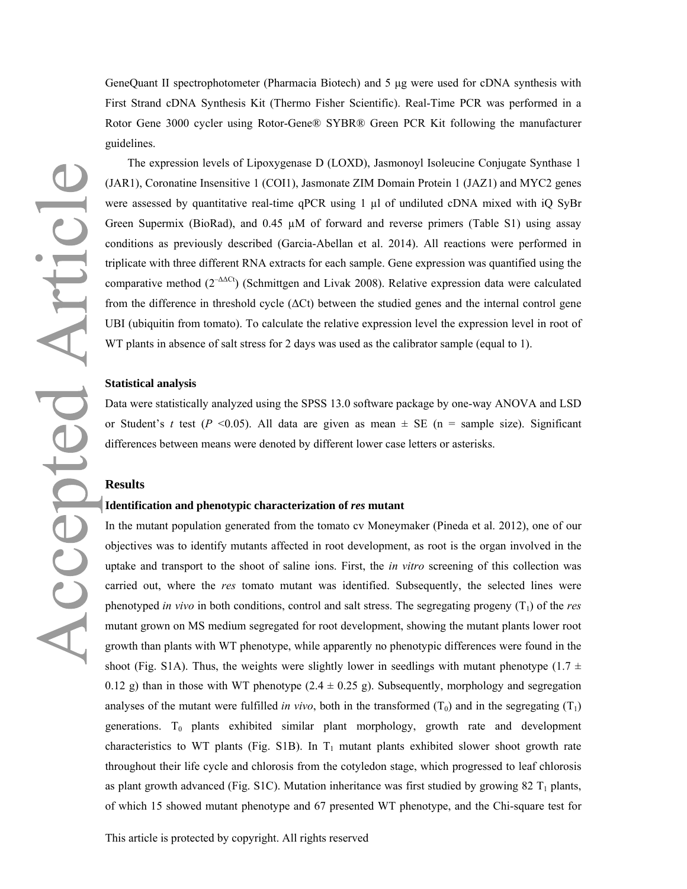GeneQuant II spectrophotometer (Pharmacia Biotech) and 5 μg were used for cDNA synthesis with First Strand cDNA Synthesis Kit (Thermo Fisher Scientific). Real-Time PCR was performed in a Rotor Gene 3000 cycler using Rotor-Gene® SYBR® Green PCR Kit following the manufacturer guidelines.

The expression levels of Lipoxygenase D (LOXD), Jasmonoyl Isoleucine Conjugate Synthase 1 (JAR1), Coronatine Insensitive 1 (COI1), Jasmonate ZIM Domain Protein 1 (JAZ1) and MYC2 genes were assessed by quantitative real-time qPCR using 1 μl of undiluted cDNA mixed with iQ SyBr Green Supermix (BioRad), and 0.45 μM of forward and reverse primers (Table S1) using assay conditions as previously described (Garcia-Abellan et al. 2014). All reactions were performed in triplicate with three different RNA extracts for each sample. Gene expression was quantified using the comparative method ($2^{-\Delta\Delta Ct}$) (Schmittgen and Livak 2008). Relative expression data were calculated from the difference in threshold cycle (ΔCt) between the studied genes and the internal control gene UBI (ubiquitin from tomato). To calculate the relative expression level the expression level in root of WT plants in absence of salt stress for 2 days was used as the calibrator sample (equal to 1).

### Statistical analysis

Data were statistically analyzed using the SPSS 13.0 software package by one-way ANOVA and LSD or Student's *t* test ($P < 0.05$). All data are given as mean ± SE (n = sample size). Significant differences between means were denoted by different lower case letters or asterisks.

## Results

### Identification and phenotypic characterization of *res* mutant

In the mutant population generated from the tomato cv Moneymaker (Pineda et al. 2012), one of our objectives was to identify mutants affected in root development, as root is the organ involved in the uptake and transport to the shoot of saline ions. First, the *in vitro* screening of this collection was carried out, where the *res* tomato mutant was identified. Subsequently, the selected lines were phenotyped *in vivo* in both conditions, control and salt stress. The segregating progeny ($T_1$) of the *res* mutant grown on MS medium segregated for root development, showing the mutant plants lower root growth than plants with WT phenotype, while apparently no phenotypic differences were found in the shoot (Fig. S1A). Thus, the weights were slightly lower in seedlings with mutant phenotype (1.7 ± 0.12 g) than in those with WT phenotype (2.4 ± 0.25 g). Subsequently, morphology and segregation analyses of the mutant were fulfilled *in vivo*, both in the transformed ($T_0$) and in the segregating ($T_1$) generations. $T_0$ plants exhibited similar plant morphology, growth rate and development characteristics to WT plants (Fig. S1B). In $T_1$ mutant plants exhibited slower shoot growth rate throughout their life cycle and chlorosis from the cotyledon stage, which progressed to leaf chlorosis as plant growth advanced (Fig. S1C). Mutation inheritance was first studied by growing 82 $T_1$ plants, of which 15 showed mutant phenotype and 67 presented WT phenotype, and the Chi-square test for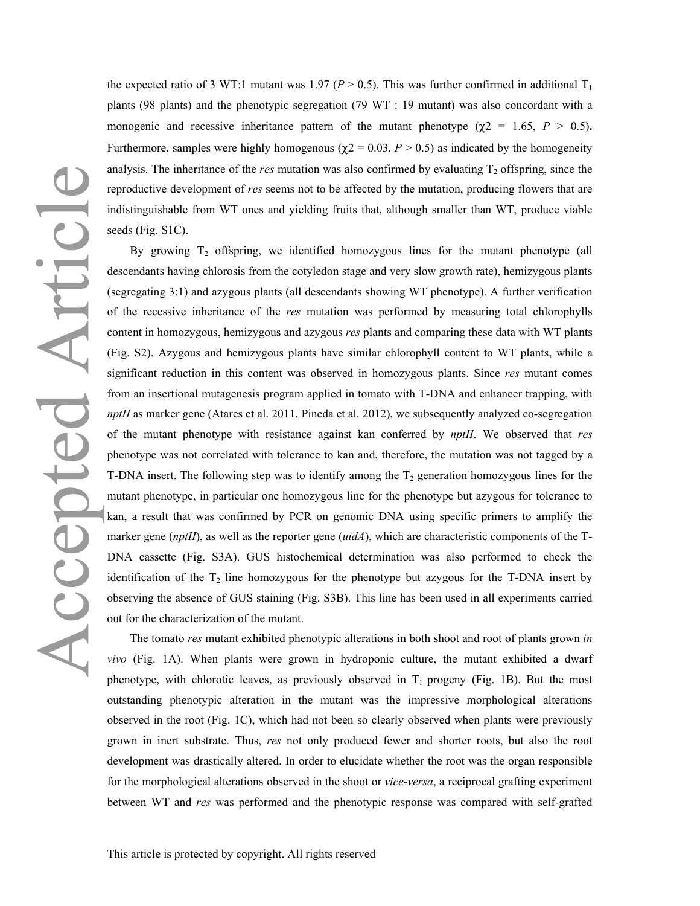the expected ratio of 3 WT:1 mutant was 1.97 ($P > 0.5$). This was further confirmed in additional $T_1$ plants (98 plants) and the phenotypic segregation (79 WT : 19 mutant) was also concordant with a monogenic and recessive inheritance pattern of the mutant phenotype ($\chi 2 = 1.65$, $P > 0.5$). Furthermore, samples were highly homogenous ($\chi 2 = 0.03$, $P > 0.5$) as indicated by the homogeneity analysis. The inheritance of the *res* mutation was also confirmed by evaluating $T_2$ offspring, since the reproductive development of *res* seems not to be affected by the mutation, producing flowers that are indistinguishable from WT ones and yielding fruits that, although smaller than WT, produce viable seeds (Fig. S1C).

By growing $T_2$ offspring, we identified homozygous lines for the mutant phenotype (all descendants having chlorosis from the cotyledon stage and very slow growth rate), hemizygous plants (segregating 3:1) and azygous plants (all descendants showing WT phenotype). A further verification of the recessive inheritance of the *res* mutation was performed by measuring total chlorophylls content in homozygous, hemizygous and azygous *res* plants and comparing these data with WT plants (Fig. S2). Azygous and hemizygous plants have similar chlorophyll content to WT plants, while a significant reduction in this content was observed in homozygous plants. Since *res* mutant comes from an insertional mutagenesis program applied in tomato with T-DNA and enhancer trapping, with *nptII* as marker gene (Atares et al. 2011, Pineda et al. 2012), we subsequently analyzed co-segregation of the mutant phenotype with resistance against kan conferred by *nptII*. We observed that *res* phenotype was not correlated with tolerance to kan and, therefore, the mutation was not tagged by a T-DNA insert. The following step was to identify among the $T_2$ generation homozygous lines for the mutant phenotype, in particular one homozygous line for the phenotype but azygous for tolerance to kan, a result that was confirmed by PCR on genomic DNA using specific primers to amplify the marker gene (*nptII*), as well as the reporter gene (*uidA*), which are characteristic components of the T-DNA cassette (Fig. S3A). GUS histochemical determination was also performed to check the identification of the $T_2$ line homozygous for the phenotype but azygous for the T-DNA insert by observing the absence of GUS staining (Fig. S3B). This line has been used in all experiments carried out for the characterization of the mutant.

The tomato *res* mutant exhibited phenotypic alterations in both shoot and root of plants grown *in vivo* (Fig. 1A). When plants were grown in hydroponic culture, the mutant exhibited a dwarf phenotype, with chlorotic leaves, as previously observed in $T_1$ progeny (Fig. 1B). But the most outstanding phenotypic alteration in the mutant was the impressive morphological alterations observed in the root (Fig. 1C), which had not been so clearly observed when plants were previously grown in inert substrate. Thus, *res* not only produced fewer and shorter roots, but also the root development was drastically altered. In order to elucidate whether the root was the organ responsible for the morphological alterations observed in the shoot or *vice-versa*, a reciprocal grafting experiment between WT and *res* was performed and the phenotypic response was compared with self-grafted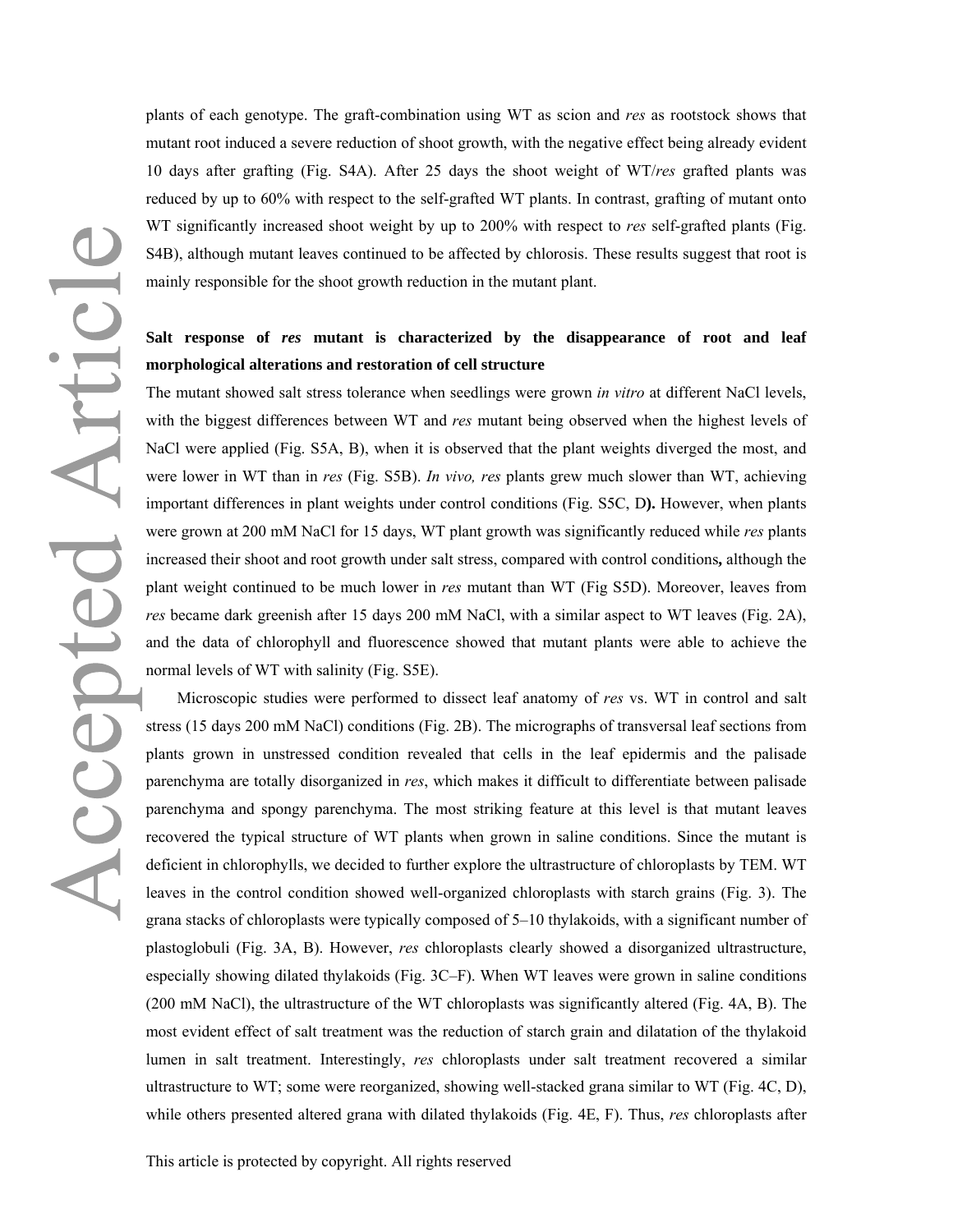plants of each genotype. The graft-combination using WT as scion and *res* as rootstock shows that mutant root induced a severe reduction of shoot growth, with the negative effect being already evident 10 days after grafting (Fig. S4A). After 25 days the shoot weight of WT/*res* grafted plants was reduced by up to 60% with respect to the self-grafted WT plants. In contrast, grafting of mutant onto WT significantly increased shoot weight by up to 200% with respect to *res* self-grafted plants (Fig. S4B), although mutant leaves continued to be affected by chlorosis. These results suggest that root is mainly responsible for the shoot growth reduction in the mutant plant.

**Salt response of *res* mutant is characterized by the disappearance of root and leaf morphological alterations and restoration of cell structure**

The mutant showed salt stress tolerance when seedlings were grown *in vitro* at different NaCl levels, with the biggest differences between WT and *res* mutant being observed when the highest levels of NaCl were applied (Fig. S5A, B), when it is observed that the plant weights diverged the most, and were lower in WT than in *res* (Fig. S5B). *In vivo, res* plants grew much slower than WT, achieving important differences in plant weights under control conditions (Fig. S5C, D**).** However, when plants were grown at 200 mM NaCl for 15 days, WT plant growth was significantly reduced while *res* plants increased their shoot and root growth under salt stress, compared with control conditions**,** although the plant weight continued to be much lower in *res* mutant than WT (Fig S5D). Moreover, leaves from *res* became dark greenish after 15 days 200 mM NaCl, with a similar aspect to WT leaves (Fig. 2A), and the data of chlorophyll and fluorescence showed that mutant plants were able to achieve the normal levels of WT with salinity (Fig. S5E).

Microscopic studies were performed to dissect leaf anatomy of *res* vs. WT in control and salt stress (15 days 200 mM NaCl) conditions (Fig. 2B). The micrographs of transversal leaf sections from plants grown in unstressed condition revealed that cells in the leaf epidermis and the palisade parenchyma are totally disorganized in *res*, which makes it difficult to differentiate between palisade parenchyma and spongy parenchyma. The most striking feature at this level is that mutant leaves recovered the typical structure of WT plants when grown in saline conditions. Since the mutant is deficient in chlorophylls, we decided to further explore the ultrastructure of chloroplasts by TEM. WT leaves in the control condition showed well-organized chloroplasts with starch grains (Fig. 3). The grana stacks of chloroplasts were typically composed of 5–10 thylakoids, with a significant number of plastoglobuli (Fig. 3A, B). However, *res* chloroplasts clearly showed a disorganized ultrastructure, especially showing dilated thylakoids (Fig. 3C–F). When WT leaves were grown in saline conditions (200 mM NaCl), the ultrastructure of the WT chloroplasts was significantly altered (Fig. 4A, B). The most evident effect of salt treatment was the reduction of starch grain and dilatation of the thylakoid lumen in salt treatment. Interestingly, *res* chloroplasts under salt treatment recovered a similar ultrastructure to WT; some were reorganized, showing well-stacked grana similar to WT (Fig. 4C, D), while others presented altered grana with dilated thylakoids (Fig. 4E, F). Thus, *res* chloroplasts after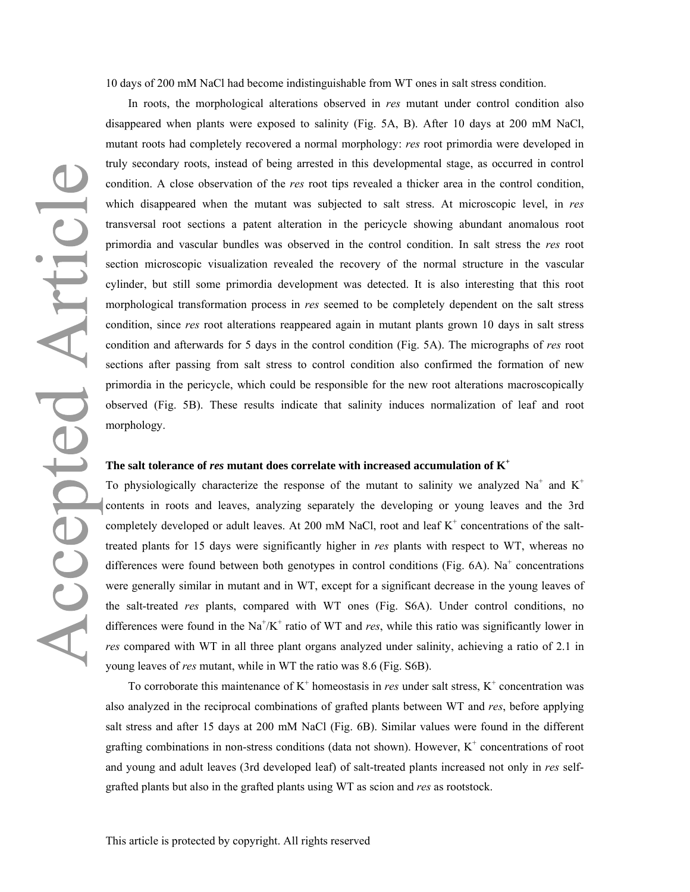10 days of 200 mM NaCl had become indistinguishable from WT ones in salt stress condition.

In roots, the morphological alterations observed in *res* mutant under control condition also disappeared when plants were exposed to salinity (Fig. 5A, B). After 10 days at 200 mM NaCl, mutant roots had completely recovered a normal morphology: *res* root primordia were developed in truly secondary roots, instead of being arrested in this developmental stage, as occurred in control condition. A close observation of the *res* root tips revealed a thicker area in the control condition, which disappeared when the mutant was subjected to salt stress. At microscopic level, in *res* transversal root sections a patent alteration in the pericycle showing abundant anomalous root primordia and vascular bundles was observed in the control condition. In salt stress the *res* root section microscopic visualization revealed the recovery of the normal structure in the vascular cylinder, but still some primordia development was detected. It is also interesting that this root morphological transformation process in *res* seemed to be completely dependent on the salt stress condition, since *res* root alterations reappeared again in mutant plants grown 10 days in salt stress condition and afterwards for 5 days in the control condition (Fig. 5A). The micrographs of *res* root sections after passing from salt stress to control condition also confirmed the formation of new primordia in the pericycle, which could be responsible for the new root alterations macroscopically observed (Fig. 5B). These results indicate that salinity induces normalization of leaf and root morphology.

**The salt tolerance of *res* mutant does correlate with increased accumulation of $K^+$**

To physiologically characterize the response of the mutant to salinity we analyzed $Na^+$ and $K^+$ contents in roots and leaves, analyzing separately the developing or young leaves and the 3rd completely developed or adult leaves. At 200 mM NaCl, root and leaf $K^+$ concentrations of the salt-treated plants for 15 days were significantly higher in *res* plants with respect to WT, whereas no differences were found between both genotypes in control conditions (Fig. 6A). $Na^+$ concentrations were generally similar in mutant and in WT, except for a significant decrease in the young leaves of the salt-treated *res* plants, compared with WT ones (Fig. S6A). Under control conditions, no differences were found in the $Na^+/K^+$ ratio of WT and *res*, while this ratio was significantly lower in *res* compared with WT in all three plant organs analyzed under salinity, achieving a ratio of 2.1 in young leaves of *res* mutant, while in WT the ratio was 8.6 (Fig. S6B).

To corroborate this maintenance of $K^+$ homeostasis in *res* under salt stress, $K^+$ concentration was also analyzed in the reciprocal combinations of grafted plants between WT and *res*, before applying salt stress and after 15 days at 200 mM NaCl (Fig. 6B). Similar values were found in the different grafting combinations in non-stress conditions (data not shown). However, $K^+$ concentrations of root and young and adult leaves (3rd developed leaf) of salt-treated plants increased not only in *res* self-grafted plants but also in the grafted plants using WT as scion and *res* as rootstock.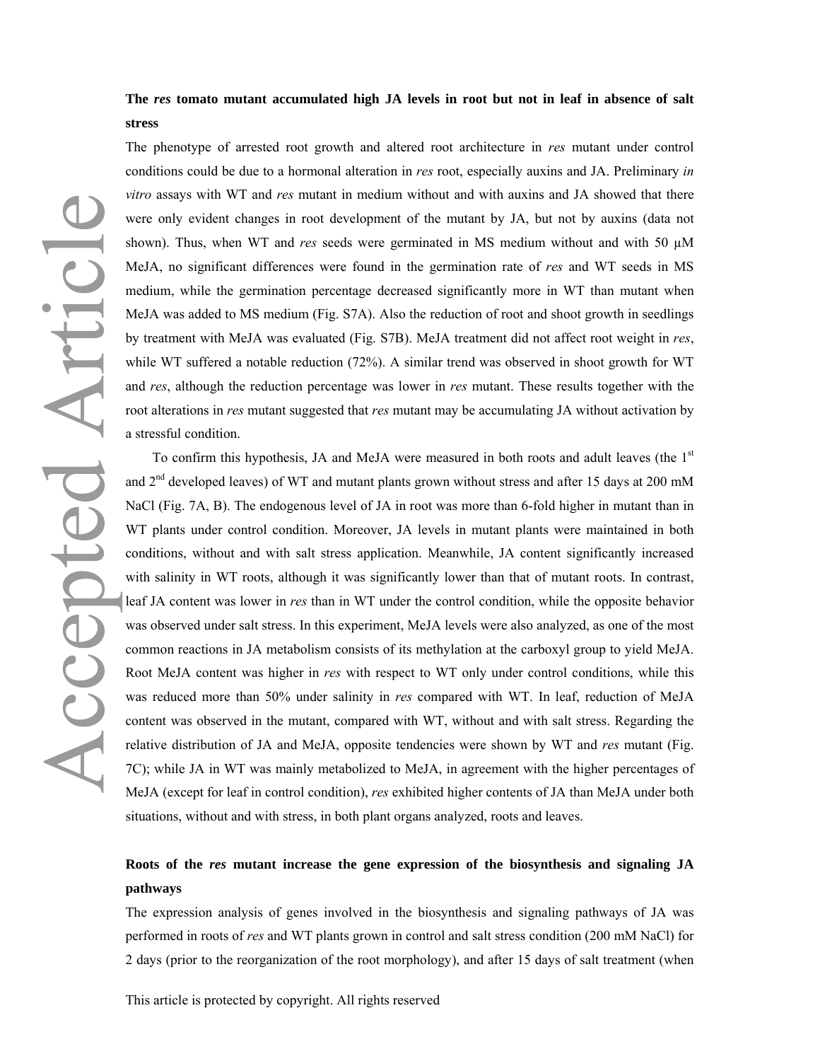### The *res* tomato mutant accumulated high JA levels in root but not in leaf in absence of salt stress

The phenotype of arrested root growth and altered root architecture in *res* mutant under control conditions could be due to a hormonal alteration in *res* root, especially auxins and JA. Preliminary *in vitro* assays with WT and *res* mutant in medium without and with auxins and JA showed that there were only evident changes in root development of the mutant by JA, but not by auxins (data not shown). Thus, when WT and *res* seeds were germinated in MS medium without and with 50 μM MeJA, no significant differences were found in the germination rate of *res* and WT seeds in MS medium, while the germination percentage decreased significantly more in WT than mutant when MeJA was added to MS medium (Fig. S7A). Also the reduction of root and shoot growth in seedlings by treatment with MeJA was evaluated (Fig. S7B). MeJA treatment did not affect root weight in *res*, while WT suffered a notable reduction (72%). A similar trend was observed in shoot growth for WT and *res*, although the reduction percentage was lower in *res* mutant. These results together with the root alterations in *res* mutant suggested that *res* mutant may be accumulating JA without activation by a stressful condition.

To confirm this hypothesis, JA and MeJA were measured in both roots and adult leaves (the 1st and 2nd developed leaves) of WT and mutant plants grown without stress and after 15 days at 200 mM NaCl (Fig. 7A, B). The endogenous level of JA in root was more than 6-fold higher in mutant than in WT plants under control condition. Moreover, JA levels in mutant plants were maintained in both conditions, without and with salt stress application. Meanwhile, JA content significantly increased with salinity in WT roots, although it was significantly lower than that of mutant roots. In contrast, leaf JA content was lower in *res* than in WT under the control condition, while the opposite behavior was observed under salt stress. In this experiment, MeJA levels were also analyzed, as one of the most common reactions in JA metabolism consists of its methylation at the carboxyl group to yield MeJA. Root MeJA content was higher in *res* with respect to WT only under control conditions, while this was reduced more than 50% under salinity in *res* compared with WT. In leaf, reduction of MeJA content was observed in the mutant, compared with WT, without and with salt stress. Regarding the relative distribution of JA and MeJA, opposite tendencies were shown by WT and *res* mutant (Fig. 7C); while JA in WT was mainly metabolized to MeJA, in agreement with the higher percentages of MeJA (except for leaf in control condition), *res* exhibited higher contents of JA than MeJA under both situations, without and with stress, in both plant organs analyzed, roots and leaves.

### Roots of the *res* mutant increase the gene expression of the biosynthesis and signaling JA pathways

The expression analysis of genes involved in the biosynthesis and signaling pathways of JA was performed in roots of *res* and WT plants grown in control and salt stress condition (200 mM NaCl) for 2 days (prior to the reorganization of the root morphology), and after 15 days of salt treatment (when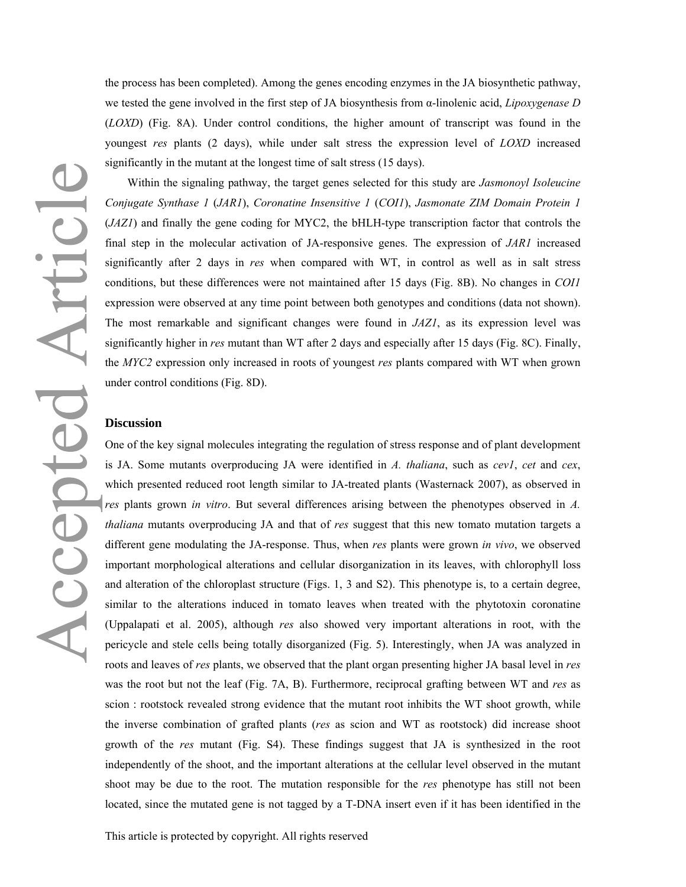the process has been completed). Among the genes encoding enzymes in the JA biosynthetic pathway, we tested the gene involved in the first step of JA biosynthesis from α-linolenic acid, *Lipoxygenase D* (*LOXD*) (Fig. 8A). Under control conditions, the higher amount of transcript was found in the youngest *res* plants (2 days), while under salt stress the expression level of *LOXD* increased significantly in the mutant at the longest time of salt stress (15 days).

Within the signaling pathway, the target genes selected for this study are *Jasmonoyl Isoleucine Conjugate Synthase 1* (*JAR1*), *Coronatine Insensitive 1* (*COI1*), *Jasmonate ZIM Domain Protein 1* (*JAZ1*) and finally the gene coding for MYC2, the bHLH-type transcription factor that controls the final step in the molecular activation of JA-responsive genes. The expression of *JAR1* increased significantly after 2 days in *res* when compared with WT, in control as well as in salt stress conditions, but these differences were not maintained after 15 days (Fig. 8B). No changes in *COI1* expression were observed at any time point between both genotypes and conditions (data not shown). The most remarkable and significant changes were found in *JAZ1*, as its expression level was significantly higher in *res* mutant than WT after 2 days and especially after 15 days (Fig. 8C). Finally, the *MYC2* expression only increased in roots of youngest *res* plants compared with WT when grown under control conditions (Fig. 8D).

## Discussion

One of the key signal molecules integrating the regulation of stress response and of plant development is JA. Some mutants overproducing JA were identified in *A. thaliana*, such as *cev1*, *cet* and *cex*, which presented reduced root length similar to JA-treated plants (Wasternack 2007), as observed in *res* plants grown *in vitro*. But several differences arising between the phenotypes observed in *A. thaliana* mutants overproducing JA and that of *res* suggest that this new tomato mutation targets a different gene modulating the JA-response. Thus, when *res* plants were grown *in vivo*, we observed important morphological alterations and cellular disorganization in its leaves, with chlorophyll loss and alteration of the chloroplast structure (Figs. 1, 3 and S2). This phenotype is, to a certain degree, similar to the alterations induced in tomato leaves when treated with the phytotoxin coronatine (Uppalapati et al. 2005), although *res* also showed very important alterations in root, with the pericycle and stele cells being totally disorganized (Fig. 5). Interestingly, when JA was analyzed in roots and leaves of *res* plants, we observed that the plant organ presenting higher JA basal level in *res* was the root but not the leaf (Fig. 7A, B). Furthermore, reciprocal grafting between WT and *res* as scion : rootstock revealed strong evidence that the mutant root inhibits the WT shoot growth, while the inverse combination of grafted plants (*res* as scion and WT as rootstock) did increase shoot growth of the *res* mutant (Fig. S4). These findings suggest that JA is synthesized in the root independently of the shoot, and the important alterations at the cellular level observed in the mutant shoot may be due to the root. The mutation responsible for the *res* phenotype has still not been located, since the mutated gene is not tagged by a T-DNA insert even if it has been identified in the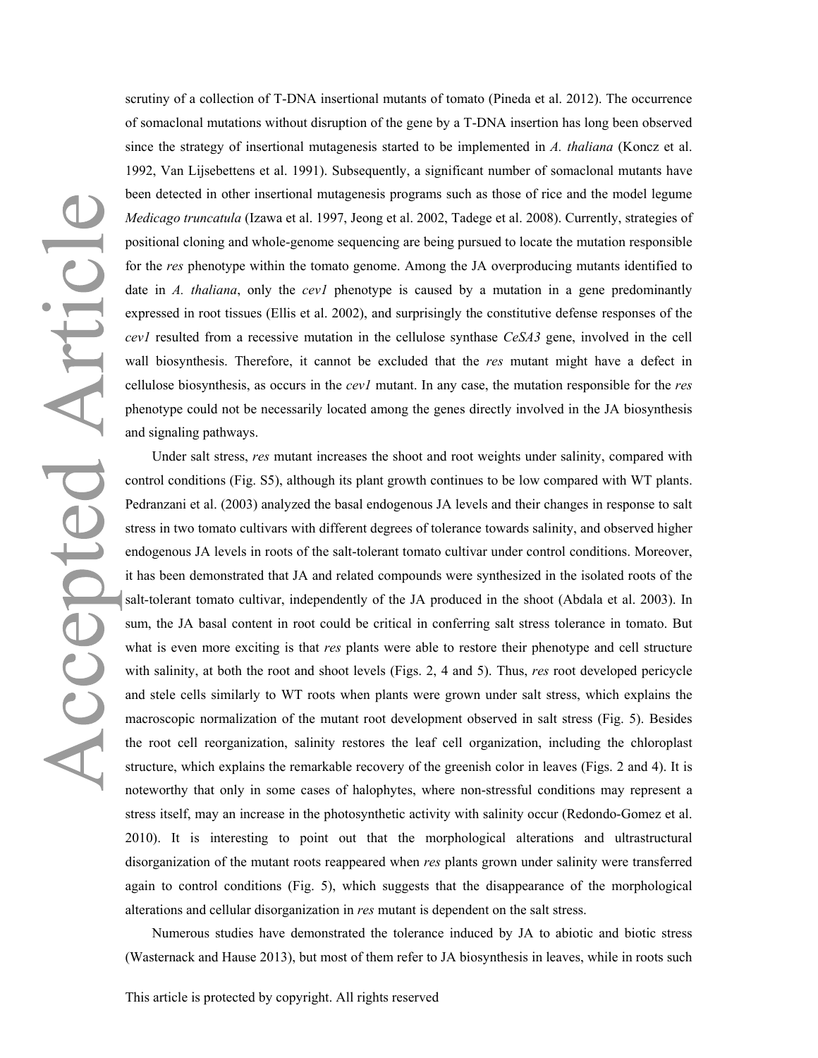scrutiny of a collection of T-DNA insertional mutants of tomato (Pineda et al. 2012). The occurrence of somaclonal mutations without disruption of the gene by a T-DNA insertion has long been observed since the strategy of insertional mutagenesis started to be implemented in *A. thaliana* (Koncz et al. 1992, Van Lijsebettens et al. 1991). Subsequently, a significant number of somaclonal mutants have been detected in other insertional mutagenesis programs such as those of rice and the model legume *Medicago truncatula* (Izawa et al. 1997, Jeong et al. 2002, Tadege et al. 2008). Currently, strategies of positional cloning and whole-genome sequencing are being pursued to locate the mutation responsible for the *res* phenotype within the tomato genome. Among the JA overproducing mutants identified to date in *A. thaliana*, only the *cev1* phenotype is caused by a mutation in a gene predominantly expressed in root tissues (Ellis et al. 2002), and surprisingly the constitutive defense responses of the *cev1* resulted from a recessive mutation in the cellulose synthase *CeSA3* gene, involved in the cell wall biosynthesis. Therefore, it cannot be excluded that the *res* mutant might have a defect in cellulose biosynthesis, as occurs in the *cev1* mutant. In any case, the mutation responsible for the *res* phenotype could not be necessarily located among the genes directly involved in the JA biosynthesis and signaling pathways.

Under salt stress, *res* mutant increases the shoot and root weights under salinity, compared with control conditions (Fig. S5), although its plant growth continues to be low compared with WT plants. Pedranzani et al. (2003) analyzed the basal endogenous JA levels and their changes in response to salt stress in two tomato cultivars with different degrees of tolerance towards salinity, and observed higher endogenous JA levels in roots of the salt-tolerant tomato cultivar under control conditions. Moreover, it has been demonstrated that JA and related compounds were synthesized in the isolated roots of the salt-tolerant tomato cultivar, independently of the JA produced in the shoot (Abdala et al. 2003). In sum, the JA basal content in root could be critical in conferring salt stress tolerance in tomato. But what is even more exciting is that *res* plants were able to restore their phenotype and cell structure with salinity, at both the root and shoot levels (Figs. 2, 4 and 5). Thus, *res* root developed pericycle and stele cells similarly to WT roots when plants were grown under salt stress, which explains the macroscopic normalization of the mutant root development observed in salt stress (Fig. 5). Besides the root cell reorganization, salinity restores the leaf cell organization, including the chloroplast structure, which explains the remarkable recovery of the greenish color in leaves (Figs. 2 and 4). It is noteworthy that only in some cases of halophytes, where non-stressful conditions may represent a stress itself, may an increase in the photosynthetic activity with salinity occur (Redondo-Gomez et al. 2010). It is interesting to point out that the morphological alterations and ultrastructural disorganization of the mutant roots reappeared when *res* plants grown under salinity were transferred again to control conditions (Fig. 5), which suggests that the disappearance of the morphological alterations and cellular disorganization in *res* mutant is dependent on the salt stress.

Numerous studies have demonstrated the tolerance induced by JA to abiotic and biotic stress (Wasternack and Hause 2013), but most of them refer to JA biosynthesis in leaves, while in roots such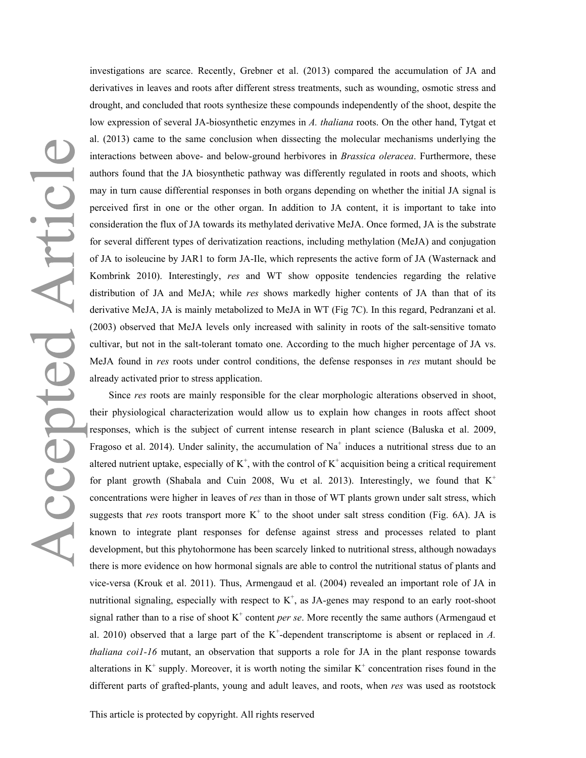investigations are scarce. Recently, Grebner et al. (2013) compared the accumulation of JA and derivatives in leaves and roots after different stress treatments, such as wounding, osmotic stress and drought, and concluded that roots synthesize these compounds independently of the shoot, despite the low expression of several JA-biosynthetic enzymes in *A. thaliana* roots. On the other hand, Tytgat et al. (2013) came to the same conclusion when dissecting the molecular mechanisms underlying the interactions between above- and below-ground herbivores in *Brassica oleracea*. Furthermore, these authors found that the JA biosynthetic pathway was differently regulated in roots and shoots, which may in turn cause differential responses in both organs depending on whether the initial JA signal is perceived first in one or the other organ. In addition to JA content, it is important to take into consideration the flux of JA towards its methylated derivative MeJA. Once formed, JA is the substrate for several different types of derivatization reactions, including methylation (MeJA) and conjugation of JA to isoleucine by JAR1 to form JA-Ile, which represents the active form of JA (Wasternack and Kombrink 2010). Interestingly, *res* and WT show opposite tendencies regarding the relative distribution of JA and MeJA; while *res* shows markedly higher contents of JA than that of its derivative MeJA, JA is mainly metabolized to MeJA in WT (Fig 7C). In this regard, Pedranzani et al. (2003) observed that MeJA levels only increased with salinity in roots of the salt-sensitive tomato cultivar, but not in the salt-tolerant tomato one. According to the much higher percentage of JA vs. MeJA found in *res* roots under control conditions, the defense responses in *res* mutant should be already activated prior to stress application.

Since *res* roots are mainly responsible for the clear morphologic alterations observed in shoot, their physiological characterization would allow us to explain how changes in roots affect shoot responses, which is the subject of current intense research in plant science (Baluska et al. 2009, Fragoso et al. 2014). Under salinity, the accumulation of $Na^+$ induces a nutritional stress due to an altered nutrient uptake, especially of $K^+$, with the control of $K^+$ acquisition being a critical requirement for plant growth (Shabala and Cuin 2008, Wu et al. 2013). Interestingly, we found that $K^+$ concentrations were higher in leaves of *res* than in those of WT plants grown under salt stress, which suggests that *res* roots transport more $K^+$ to the shoot under salt stress condition (Fig. 6A). JA is known to integrate plant responses for defense against stress and processes related to plant development, but this phytohormone has been scarcely linked to nutritional stress, although nowadays there is more evidence on how hormonal signals are able to control the nutritional status of plants and vice-versa (Krouk et al. 2011). Thus, Armengaud et al. (2004) revealed an important role of JA in nutritional signaling, especially with respect to $K^+$, as JA-genes may respond to an early root-shoot signal rather than to a rise of shoot $K^+$ content *per se*. More recently the same authors (Armengaud et al. 2010) observed that a large part of the $K^+$-dependent transcriptome is absent or replaced in *A. thaliana coi1-16* mutant, an observation that supports a role for JA in the plant response towards alterations in $K^+$ supply. Moreover, it is worth noting the similar $K^+$ concentration rises found in the different parts of grafted-plants, young and adult leaves, and roots, when *res* was used as rootstock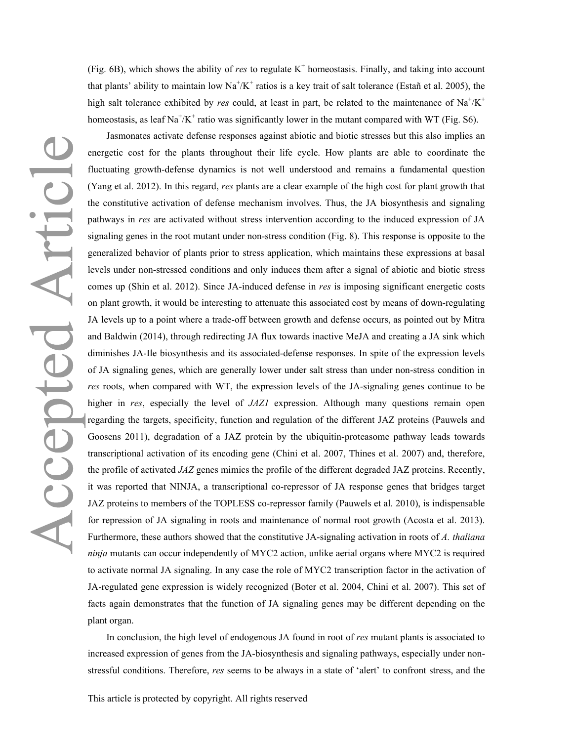(Fig. 6B), which shows the ability of *res* to regulate $K^+$ homeostasis. Finally, and taking into account that plants' ability to maintain low $Na^+/K^+$ ratios is a key trait of salt tolerance (Estañ et al. 2005), the high salt tolerance exhibited by *res* could, at least in part, be related to the maintenance of $Na^+/K^+$ homeostasis, as leaf $Na^+/K^+$ ratio was significantly lower in the mutant compared with WT (Fig. S6).

Jasmonates activate defense responses against abiotic and biotic stresses but this also implies an energetic cost for the plants throughout their life cycle. How plants are able to coordinate the fluctuating growth-defense dynamics is not well understood and remains a fundamental question (Yang et al. 2012). In this regard, *res* plants are a clear example of the high cost for plant growth that the constitutive activation of defense mechanism involves. Thus, the JA biosynthesis and signaling pathways in *res* are activated without stress intervention according to the induced expression of JA signaling genes in the root mutant under non-stress condition (Fig. 8). This response is opposite to the generalized behavior of plants prior to stress application, which maintains these expressions at basal levels under non-stressed conditions and only induces them after a signal of abiotic and biotic stress comes up (Shin et al. 2012). Since JA-induced defense in *res* is imposing significant energetic costs on plant growth, it would be interesting to attenuate this associated cost by means of down-regulating JA levels up to a point where a trade-off between growth and defense occurs, as pointed out by Mitra and Baldwin (2014), through redirecting JA flux towards inactive MeJA and creating a JA sink which diminishes JA-Ile biosynthesis and its associated-defense responses. In spite of the expression levels of JA signaling genes, which are generally lower under salt stress than under non-stress condition in *res* roots, when compared with WT, the expression levels of the JA-signaling genes continue to be higher in *res*, especially the level of *JAZ1* expression. Although many questions remain open regarding the targets, specificity, function and regulation of the different JAZ proteins (Pauwels and Goosens 2011), degradation of a JAZ protein by the ubiquitin-proteasome pathway leads towards transcriptional activation of its encoding gene (Chini et al. 2007, Thines et al. 2007) and, therefore, the profile of activated *JAZ* genes mimics the profile of the different degraded JAZ proteins. Recently, it was reported that NINJA, a transcriptional co-repressor of JA response genes that bridges target JAZ proteins to members of the TOPLESS co-repressor family (Pauwels et al. 2010), is indispensable for repression of JA signaling in roots and maintenance of normal root growth (Acosta et al. 2013). Furthermore, these authors showed that the constitutive JA-signaling activation in roots of *A. thaliana ninja* mutants can occur independently of MYC2 action, unlike aerial organs where MYC2 is required to activate normal JA signaling. In any case the role of MYC2 transcription factor in the activation of JA-regulated gene expression is widely recognized (Boter et al. 2004, Chini et al. 2007). This set of facts again demonstrates that the function of JA signaling genes may be different depending on the plant organ.

In conclusion, the high level of endogenous JA found in root of *res* mutant plants is associated to increased expression of genes from the JA-biosynthesis and signaling pathways, especially under non-stressful conditions. Therefore, *res* seems to be always in a state of 'alert' to confront stress, and the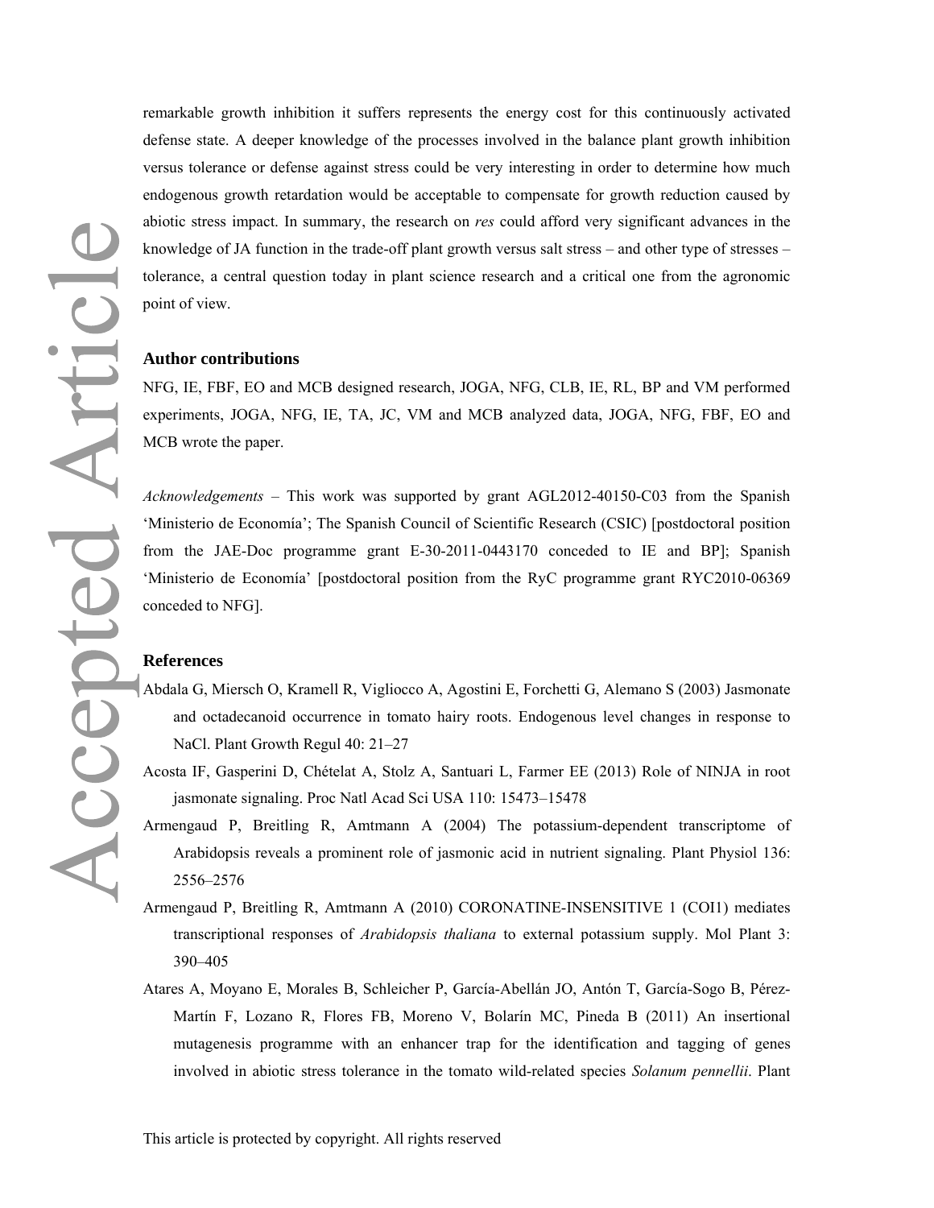remarkable growth inhibition it suffers represents the energy cost for this continuously activated defense state. A deeper knowledge of the processes involved in the balance plant growth inhibition versus tolerance or defense against stress could be very interesting in order to determine how much endogenous growth retardation would be acceptable to compensate for growth reduction caused by abiotic stress impact. In summary, the research on *res* could afford very significant advances in the knowledge of JA function in the trade-off plant growth versus salt stress – and other type of stresses – tolerance, a central question today in plant science research and a critical one from the agronomic point of view.

## Author contributions

NFG, IE, FBF, EO and MCB designed research, JOGA, NFG, CLB, IE, RL, BP and VM performed experiments, JOGA, NFG, IE, TA, JC, VM and MCB analyzed data, JOGA, NFG, FBF, EO and MCB wrote the paper.

*Acknowledgements* – This work was supported by grant AGL2012-40150-C03 from the Spanish 'Ministerio de Economía'; The Spanish Council of Scientific Research (CSIC) [postdoctoral position from the JAE-Doc programme grant E-30-2011-0443170 conceded to IE and BP]; Spanish 'Ministerio de Economía' [postdoctoral position from the RyC programme grant RYC2010-06369 conceded to NFG].

## References

Abdala G, Miersch O, Kramell R, Vigliocco A, Agostini E, Forchetti G, Alemano S (2003) Jasmonate and octadecanoid occurrence in tomato hairy roots. Endogenous level changes in response to NaCl. Plant Growth Regul 40: 21–27

Acosta IF, Gasperini D, Chételat A, Stolz A, Santuari L, Farmer EE (2013) Role of NINJA in root jasmonate signaling. Proc Natl Acad Sci USA 110: 15473–15478

Armengaud P, Breitling R, Amtmann A (2004) The potassium-dependent transcriptome of Arabidopsis reveals a prominent role of jasmonic acid in nutrient signaling. Plant Physiol 136: 2556–2576

Armengaud P, Breitling R, Amtmann A (2010) CORONATINE-INSENSITIVE 1 (COI1) mediates transcriptional responses of *Arabidopsis thaliana* to external potassium supply. Mol Plant 3: 390–405

Atares A, Moyano E, Morales B, Schleicher P, García-Abellán JO, Antón T, García-Sogo B, Pérez-Martín F, Lozano R, Flores FB, Moreno V, Bolarín MC, Pineda B (2011) An insertional mutagenesis programme with an enhancer trap for the identification and tagging of genes involved in abiotic stress tolerance in the tomato wild-related species *Solanum pennellii*. Plant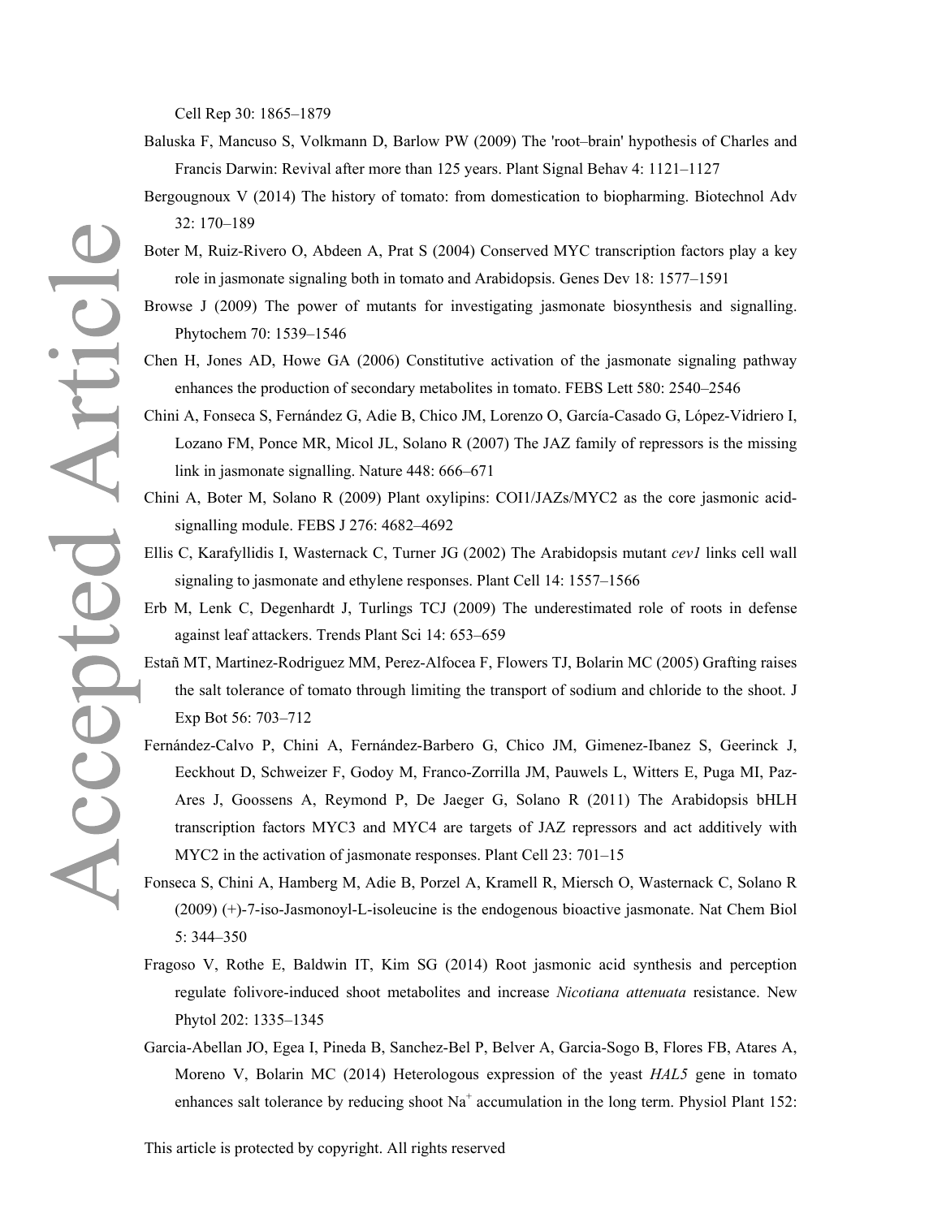Cell Rep 30: 1865–1879

Baluska F, Mancuso S, Volkmann D, Barlow PW (2009) The 'root–brain' hypothesis of Charles and Francis Darwin: Revival after more than 125 years. Plant Signal Behav 4: 1121–1127

Bergougnoux V (2014) The history of tomato: from domestication to biopharming. Biotechnol Adv 32: 170–189

Boter M, Ruiz-Rivero O, Abdeen A, Prat S (2004) Conserved MYC transcription factors play a key role in jasmonate signaling both in tomato and Arabidopsis. Genes Dev 18: 1577–1591

Browse J (2009) The power of mutants for investigating jasmonate biosynthesis and signalling. Phytochem 70: 1539–1546

Chen H, Jones AD, Howe GA (2006) Constitutive activation of the jasmonate signaling pathway enhances the production of secondary metabolites in tomato. FEBS Lett 580: 2540–2546

Chini A, Fonseca S, Fernández G, Adie B, Chico JM, Lorenzo O, García-Casado G, López-Vidriero I, Lozano FM, Ponce MR, Micol JL, Solano R (2007) The JAZ family of repressors is the missing link in jasmonate signalling. Nature 448: 666–671

Chini A, Boter M, Solano R (2009) Plant oxylipins: COI1/JAZs/MYC2 as the core jasmonic acid-signalling module. FEBS J 276: 4682–4692

Ellis C, Karafyllidis I, Wasternack C, Turner JG (2002) The Arabidopsis mutant *cev1* links cell wall signaling to jasmonate and ethylene responses. Plant Cell 14: 1557–1566

Erb M, Lenk C, Degenhardt J, Turlings TCJ (2009) The underestimated role of roots in defense against leaf attackers. Trends Plant Sci 14: 653–659

Estañ MT, Martinez-Rodriguez MM, Perez-Alfocea F, Flowers TJ, Bolarin MC (2005) Grafting raises the salt tolerance of tomato through limiting the transport of sodium and chloride to the shoot. J Exp Bot 56: 703–712

Fernández-Calvo P, Chini A, Fernández-Barbero G, Chico JM, Gimenez-Ibanez S, Geerinck J, Eeckhout D, Schweizer F, Godoy M, Franco-Zorrilla JM, Pauwels L, Witters E, Puga MI, Paz-Ares J, Goossens A, Reymond P, De Jaeger G, Solano R (2011) The Arabidopsis bHLH transcription factors MYC3 and MYC4 are targets of JAZ repressors and act additively with MYC2 in the activation of jasmonate responses. Plant Cell 23: 701–15

Fonseca S, Chini A, Hamberg M, Adie B, Porzel A, Kramell R, Miersch O, Wasternack C, Solano R (2009) (+)-7-iso-Jasmonoyl-L-isoleucine is the endogenous bioactive jasmonate. Nat Chem Biol 5: 344–350

Fragoso V, Rothe E, Baldwin IT, Kim SG (2014) Root jasmonic acid synthesis and perception regulate folivore-induced shoot metabolites and increase *Nicotiana attenuata* resistance. New Phytol 202: 1335–1345

Garcia-Abellan JO, Egea I, Pineda B, Sanchez-Bel P, Belver A, Garcia-Sogo B, Flores FB, Atares A, Moreno V, Bolarin MC (2014) Heterologous expression of the yeast *HAL5* gene in tomato enhances salt tolerance by reducing shoot $Na^+$ accumulation in the long term. Physiol Plant 152: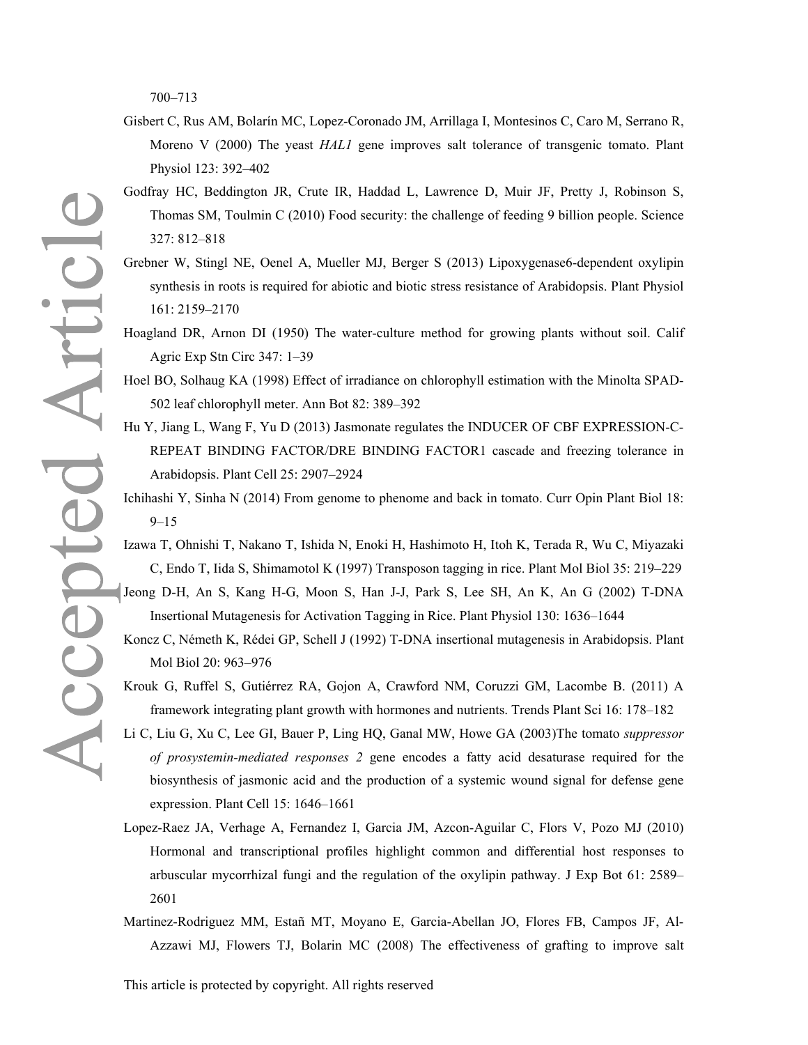700–713

Gisbert C, Rus AM, Bolarín MC, Lopez-Coronado JM, Arrillaga I, Montesinos C, Caro M, Serrano R, Moreno V (2000) The yeast *HAL1* gene improves salt tolerance of transgenic tomato. Plant Physiol 123: 392–402

Godfray HC, Beddington JR, Crute IR, Haddad L, Lawrence D, Muir JF, Pretty J, Robinson S, Thomas SM, Toulmin C (2010) Food security: the challenge of feeding 9 billion people. Science 327: 812–818

Grebner W, Stingl NE, Oenel A, Mueller MJ, Berger S (2013) Lipoxygenase6-dependent oxylipin synthesis in roots is required for abiotic and biotic stress resistance of Arabidopsis. Plant Physiol 161: 2159–2170

Hoagland DR, Arnon DI (1950) The water-culture method for growing plants without soil. Calif Agric Exp Stn Circ 347: 1–39

Hoel BO, Solhaug KA (1998) Effect of irradiance on chlorophyll estimation with the Minolta SPAD-502 leaf chlorophyll meter. Ann Bot 82: 389–392

Hu Y, Jiang L, Wang F, Yu D (2013) Jasmonate regulates the INDUCER OF CBF EXPRESSION-C-REPEAT BINDING FACTOR/DRE BINDING FACTOR1 cascade and freezing tolerance in Arabidopsis. Plant Cell 25: 2907–2924

Ichihashi Y, Sinha N (2014) From genome to phenome and back in tomato. Curr Opin Plant Biol 18: 9–15

Izawa T, Ohnishi T, Nakano T, Ishida N, Enoki H, Hashimoto H, Itoh K, Terada R, Wu C, Miyazaki C, Endo T, Iida S, Shimamotol K (1997) Transposon tagging in rice. Plant Mol Biol 35: 219–229

Jeong D-H, An S, Kang H-G, Moon S, Han J-J, Park S, Lee SH, An K, An G (2002) T-DNA Insertional Mutagenesis for Activation Tagging in Rice. Plant Physiol 130: 1636–1644

Koncz C, Németh K, Rédei GP, Schell J (1992) T-DNA insertional mutagenesis in Arabidopsis. Plant Mol Biol 20: 963–976

Krouk G, Ruffel S, Gutiérrez RA, Gojon A, Crawford NM, Coruzzi GM, Lacombe B. (2011) A framework integrating plant growth with hormones and nutrients. Trends Plant Sci 16: 178–182

Li C, Liu G, Xu C, Lee GI, Bauer P, Ling HQ, Ganal MW, Howe GA (2003)The tomato *suppressor of prosystemin-mediated responses 2* gene encodes a fatty acid desaturase required for the biosynthesis of jasmonic acid and the production of a systemic wound signal for defense gene expression. Plant Cell 15: 1646–1661

Lopez-Raez JA, Verhage A, Fernandez I, Garcia JM, Azcon-Aguilar C, Flors V, Pozo MJ (2010) Hormonal and transcriptional profiles highlight common and differential host responses to arbuscular mycorrhizal fungi and the regulation of the oxylipin pathway. J Exp Bot 61: 2589–2601

Martinez-Rodriguez MM, Estañ MT, Moyano E, Garcia-Abellan JO, Flores FB, Campos JF, Al-Azzawi MJ, Flowers TJ, Bolarin MC (2008) The effectiveness of grafting to improve salt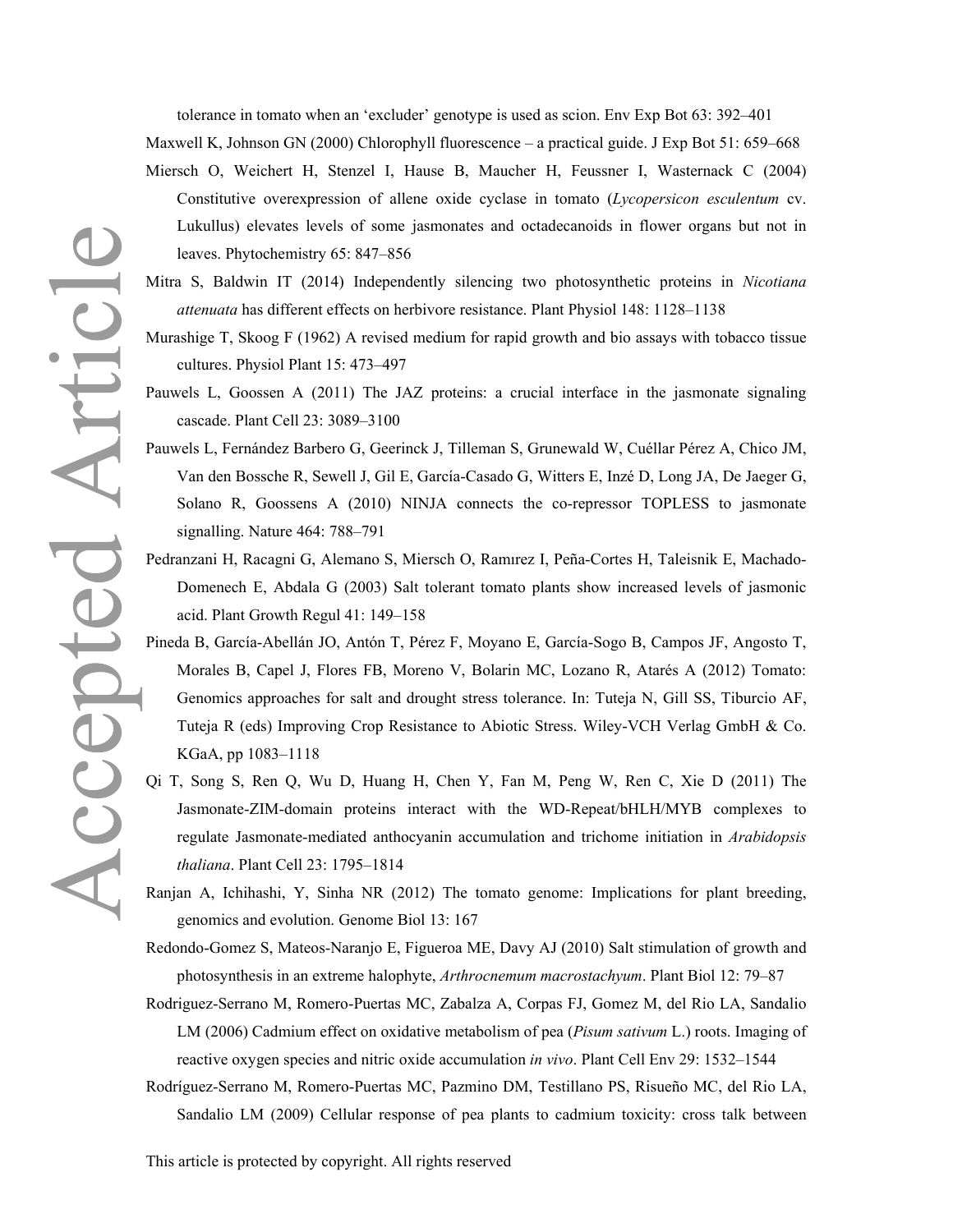tolerance in tomato when an 'excluder' genotype is used as scion. Env Exp Bot 63: 392–401

Maxwell K, Johnson GN (2000) Chlorophyll fluorescence – a practical guide. J Exp Bot 51: 659–668

Miersch O, Weichert H, Stenzel I, Hause B, Maucher H, Feussner I, Wasternack C (2004) Constitutive overexpression of allene oxide cyclase in tomato (*Lycopersicon esculentum* cv. Lukullus) elevates levels of some jasmonates and octadecanoids in flower organs but not in leaves. Phytochemistry 65: 847–856

Mitra S, Baldwin IT (2014) Independently silencing two photosynthetic proteins in *Nicotiana attenuata* has different effects on herbivore resistance. Plant Physiol 148: 1128–1138

Murashige T, Skoog F (1962) A revised medium for rapid growth and bio assays with tobacco tissue cultures. Physiol Plant 15: 473–497

Pauwels L, Goossen A (2011) The JAZ proteins: a crucial interface in the jasmonate signaling cascade. Plant Cell 23: 3089–3100

Pauwels L, Fernández Barbero G, Geerinck J, Tilleman S, Grunewald W, Cuéllar Pérez A, Chico JM, Van den Bossche R, Sewell J, Gil E, García-Casado G, Witters E, Inzé D, Long JA, De Jaeger G, Solano R, Goossens A (2010) NINJA connects the co-repressor TOPLESS to jasmonate signalling. Nature 464: 788–791

Pedranzani H, Racagni G, Alemano S, Miersch O, Ramırez I, Peña-Cortes H, Taleisnik E, Machado-Domenech E, Abdala G (2003) Salt tolerant tomato plants show increased levels of jasmonic acid. Plant Growth Regul 41: 149–158

Pineda B, García-Abellán JO, Antón T, Pérez F, Moyano E, García-Sogo B, Campos JF, Angosto T, Morales B, Capel J, Flores FB, Moreno V, Bolarin MC, Lozano R, Atarés A (2012) Tomato: Genomics approaches for salt and drought stress tolerance. In: Tuteja N, Gill SS, Tiburcio AF, Tuteja R (eds) Improving Crop Resistance to Abiotic Stress. Wiley-VCH Verlag GmbH & Co. KGaA, pp 1083–1118

Qi T, Song S, Ren Q, Wu D, Huang H, Chen Y, Fan M, Peng W, Ren C, Xie D (2011) The Jasmonate-ZIM-domain proteins interact with the WD-Repeat/bHLH/MYB complexes to regulate Jasmonate-mediated anthocyanin accumulation and trichome initiation in *Arabidopsis thaliana*. Plant Cell 23: 1795–1814

Ranjan A, Ichihashi, Y, Sinha NR (2012) The tomato genome: Implications for plant breeding, genomics and evolution. Genome Biol 13: 167

Redondo-Gomez S, Mateos-Naranjo E, Figueroa ME, Davy AJ (2010) Salt stimulation of growth and photosynthesis in an extreme halophyte, *Arthrocnemum macrostachyum*. Plant Biol 12: 79–87

Rodriguez-Serrano M, Romero-Puertas MC, Zabalza A, Corpas FJ, Gomez M, del Rio LA, Sandalio LM (2006) Cadmium effect on oxidative metabolism of pea (*Pisum sativum* L.) roots. Imaging of reactive oxygen species and nitric oxide accumulation *in vivo*. Plant Cell Env 29: 1532–1544

Rodríguez-Serrano M, Romero-Puertas MC, Pazmino DM, Testillano PS, Risueño MC, del Rio LA, Sandalio LM (2009) Cellular response of pea plants to cadmium toxicity: cross talk between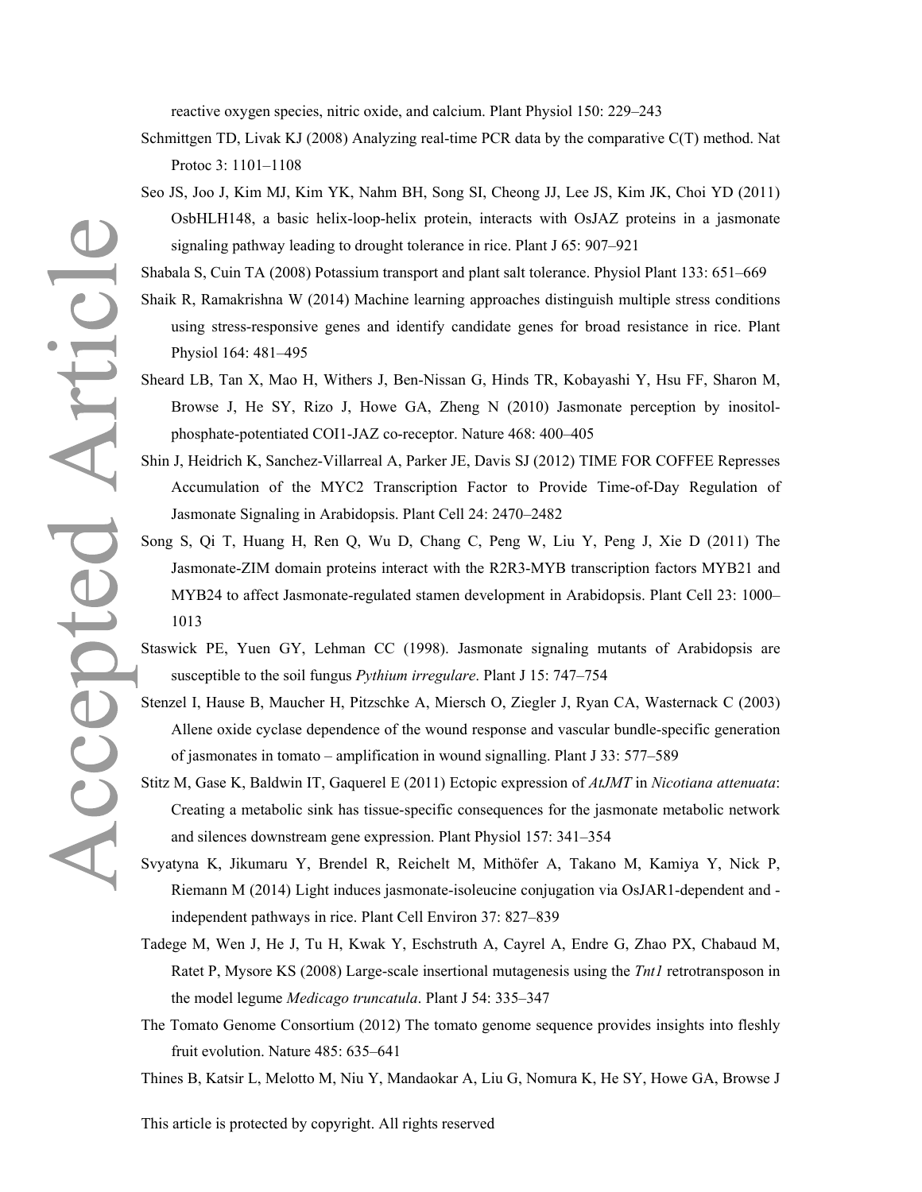reactive oxygen species, nitric oxide, and calcium. Plant Physiol 150: 229–243

Schmittgen TD, Livak KJ (2008) Analyzing real-time PCR data by the comparative C(T) method. Nat Protoc 3: 1101–1108

Seo JS, Joo J, Kim MJ, Kim YK, Nahm BH, Song SI, Cheong JJ, Lee JS, Kim JK, Choi YD (2011) OsbHLH148, a basic helix-loop-helix protein, interacts with OsJAZ proteins in a jasmonate signaling pathway leading to drought tolerance in rice. Plant J 65: 907–921

Shabala S, Cuin TA (2008) Potassium transport and plant salt tolerance. Physiol Plant 133: 651–669

Shaik R, Ramakrishna W (2014) Machine learning approaches distinguish multiple stress conditions using stress-responsive genes and identify candidate genes for broad resistance in rice. Plant Physiol 164: 481–495

Sheard LB, Tan X, Mao H, Withers J, Ben-Nissan G, Hinds TR, Kobayashi Y, Hsu FF, Sharon M, Browse J, He SY, Rizo J, Howe GA, Zheng N (2010) Jasmonate perception by inositol-phosphate-potentiated COI1-JAZ co-receptor. Nature 468: 400–405

Shin J, Heidrich K, Sanchez-Villarreal A, Parker JE, Davis SJ (2012) TIME FOR COFFEE Represses Accumulation of the MYC2 Transcription Factor to Provide Time-of-Day Regulation of Jasmonate Signaling in Arabidopsis. Plant Cell 24: 2470–2482

Song S, Qi T, Huang H, Ren Q, Wu D, Chang C, Peng W, Liu Y, Peng J, Xie D (2011) The Jasmonate-ZIM domain proteins interact with the R2R3-MYB transcription factors MYB21 and MYB24 to affect Jasmonate-regulated stamen development in Arabidopsis. Plant Cell 23: 1000–1013

Staswick PE, Yuen GY, Lehman CC (1998). Jasmonate signaling mutants of Arabidopsis are susceptible to the soil fungus *Pythium irregulare*. Plant J 15: 747–754

Stenzel I, Hause B, Maucher H, Pitzschke A, Miersch O, Ziegler J, Ryan CA, Wasternack C (2003) Allene oxide cyclase dependence of the wound response and vascular bundle-specific generation of jasmonates in tomato – amplification in wound signalling. Plant J 33: 577–589

Stitz M, Gase K, Baldwin IT, Gaquerel E (2011) Ectopic expression of *AtJMT* in *Nicotiana attenuata*: Creating a metabolic sink has tissue-specific consequences for the jasmonate metabolic network and silences downstream gene expression. Plant Physiol 157: 341–354

Svyatyna K, Jikumaru Y, Brendel R, Reichelt M, Mithöfer A, Takano M, Kamiya Y, Nick P, Riemann M (2014) Light induces jasmonate-isoleucine conjugation via OsJAR1-dependent and -independent pathways in rice. Plant Cell Environ 37: 827–839

Tadege M, Wen J, He J, Tu H, Kwak Y, Eschstruth A, Cayrel A, Endre G, Zhao PX, Chabaud M, Ratet P, Mysore KS (2008) Large-scale insertional mutagenesis using the *Tnt1* retrotransposon in the model legume *Medicago truncatula*. Plant J 54: 335–347

The Tomato Genome Consortium (2012) The tomato genome sequence provides insights into fleshly fruit evolution. Nature 485: 635–641

Thines B, Katsir L, Melotto M, Niu Y, Mandaokar A, Liu G, Nomura K, He SY, Howe GA, Browse J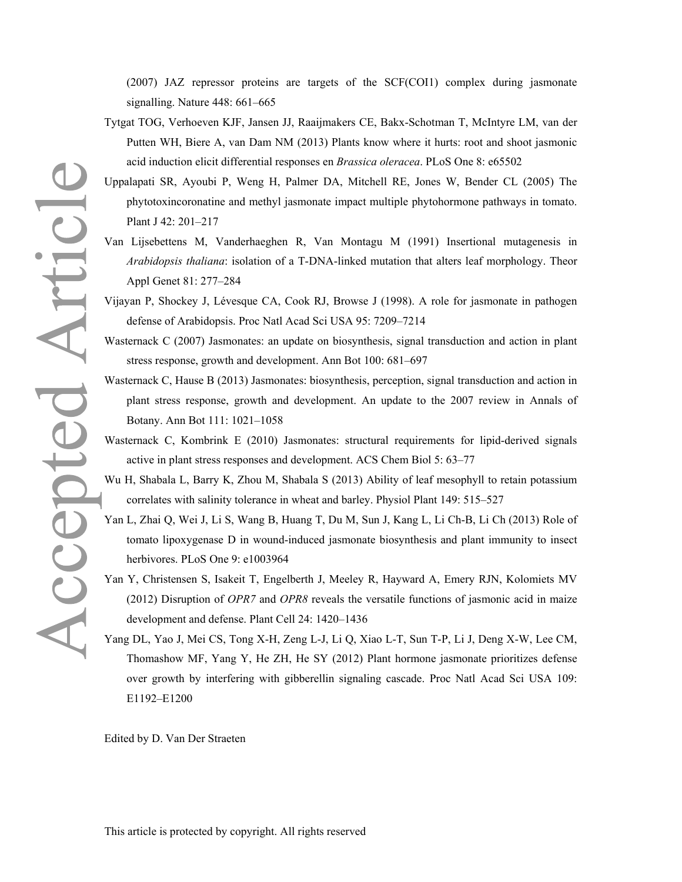(2007) JAZ repressor proteins are targets of the SCF(COI1) complex during jasmonate signalling. Nature 448: 661–665

Tytgat TOG, Verhoeven KJF, Jansen JJ, Raaijmakers CE, Bakx-Schotman T, McIntyre LM, van der Putten WH, Biere A, van Dam NM (2013) Plants know where it hurts: root and shoot jasmonic acid induction elicit differential responses en *Brassica oleracea*. PLoS One 8: e65502

Uppalapati SR, Ayoubi P, Weng H, Palmer DA, Mitchell RE, Jones W, Bender CL (2005) The phytotoxincoronatine and methyl jasmonate impact multiple phytohormone pathways in tomato. Plant J 42: 201–217

Van Lijsebettens M, Vanderhaeghen R, Van Montagu M (1991) Insertional mutagenesis in *Arabidopsis thaliana*: isolation of a T-DNA-linked mutation that alters leaf morphology. Theor Appl Genet 81: 277–284

Vijayan P, Shockey J, Lévesque CA, Cook RJ, Browse J (1998). A role for jasmonate in pathogen defense of Arabidopsis. Proc Natl Acad Sci USA 95: 7209–7214

Wasternack C (2007) Jasmonates: an update on biosynthesis, signal transduction and action in plant stress response, growth and development. Ann Bot 100: 681–697

Wasternack C, Hause B (2013) Jasmonates: biosynthesis, perception, signal transduction and action in plant stress response, growth and development. An update to the 2007 review in Annals of Botany. Ann Bot 111: 1021–1058

Wasternack C, Kombrink E (2010) Jasmonates: structural requirements for lipid-derived signals active in plant stress responses and development. ACS Chem Biol 5: 63–77

Wu H, Shabala L, Barry K, Zhou M, Shabala S (2013) Ability of leaf mesophyll to retain potassium correlates with salinity tolerance in wheat and barley. Physiol Plant 149: 515–527

Yan L, Zhai Q, Wei J, Li S, Wang B, Huang T, Du M, Sun J, Kang L, Li Ch-B, Li Ch (2013) Role of tomato lipoxygenase D in wound-induced jasmonate biosynthesis and plant immunity to insect herbivores. PLoS One 9: e1003964

Yan Y, Christensen S, Isakeit T, Engelberth J, Meeley R, Hayward A, Emery RJN, Kolomiets MV (2012) Disruption of *OPR7* and *OPR8* reveals the versatile functions of jasmonic acid in maize development and defense. Plant Cell 24: 1420–1436

Yang DL, Yao J, Mei CS, Tong X-H, Zeng L-J, Li Q, Xiao L-T, Sun T-P, Li J, Deng X-W, Lee CM, Thomashow MF, Yang Y, He ZH, He SY (2012) Plant hormone jasmonate prioritizes defense over growth by interfering with gibberellin signaling cascade. Proc Natl Acad Sci USA 109: E1192–E1200

Edited by D. Van Der Straeten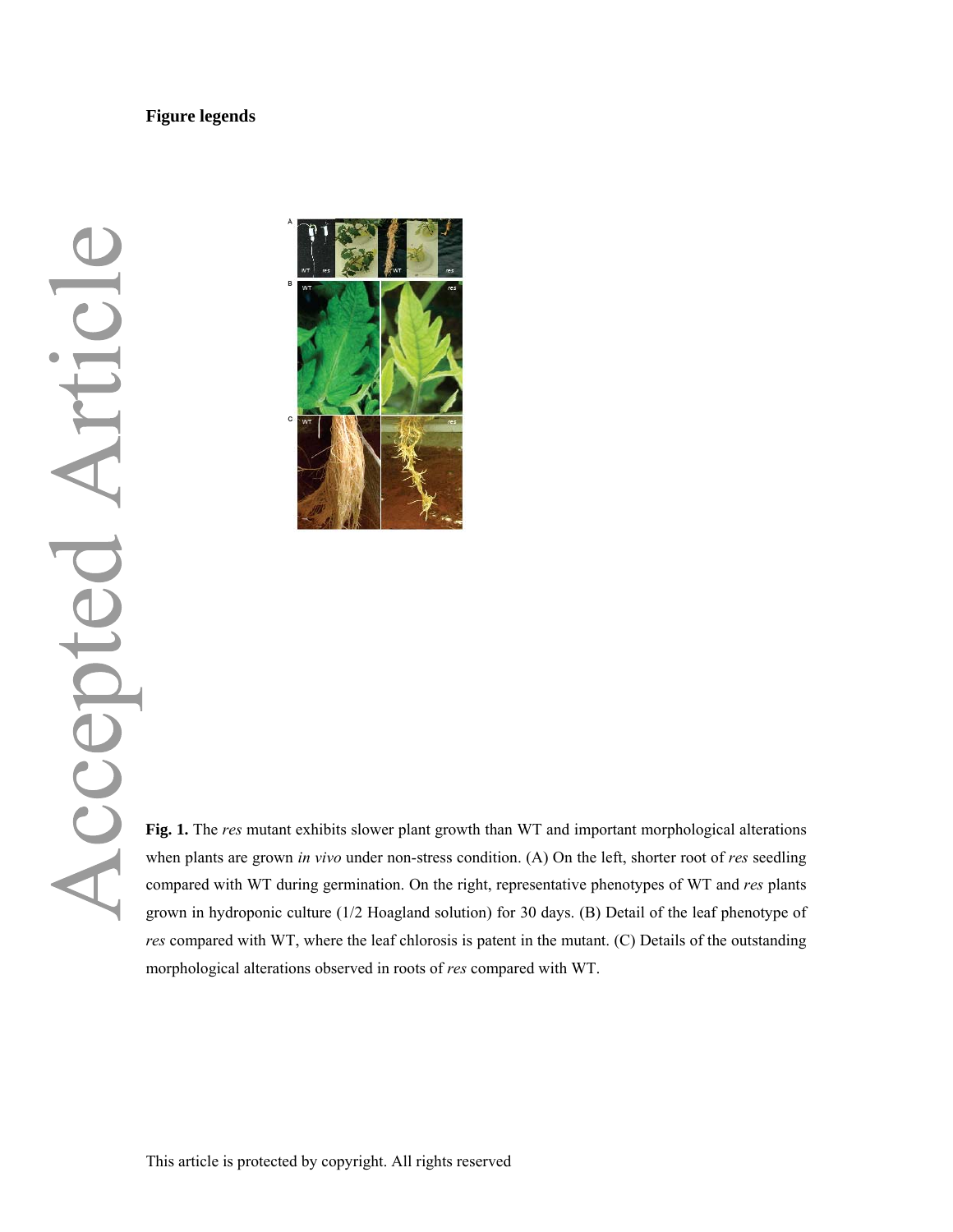## Figure legends

**Fig. 1.** The *res* mutant exhibits slower plant growth than WT and important morphological alterations when plants are grown *in vivo* under non-stress condition. (A) On the left, shorter root of *res* seedling compared with WT during germination. On the right, representative phenotypes of WT and *res* plants grown in hydroponic culture (1/2 Hoagland solution) for 30 days. (B) Detail of the leaf phenotype of *res* compared with WT, where the leaf chlorosis is patent in the mutant. (C) Details of the outstanding morphological alterations observed in roots of *res* compared with WT.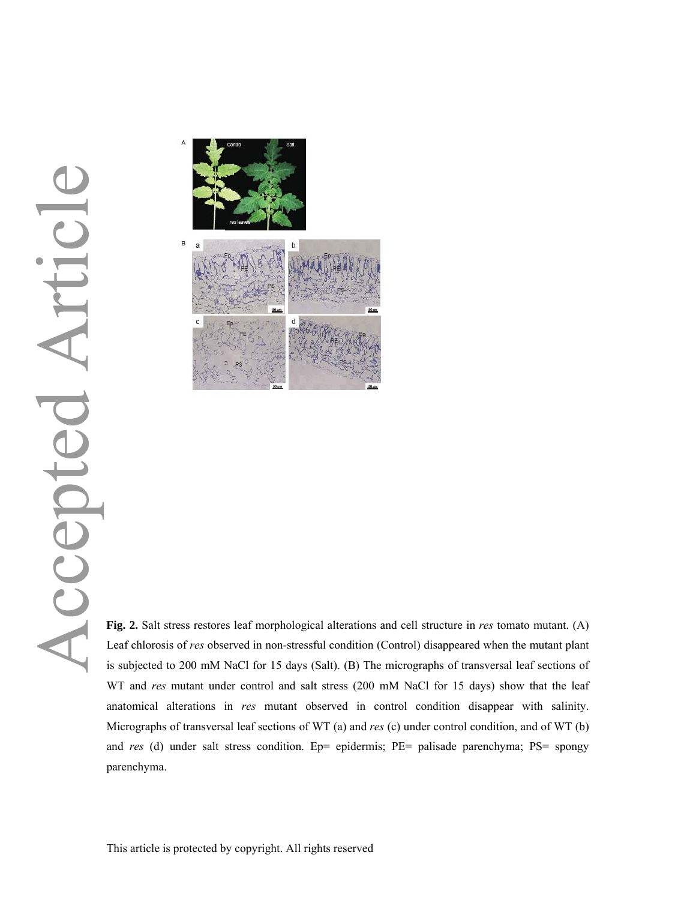**Fig. 2.** Salt stress restores leaf morphological alterations and cell structure in *res* tomato mutant. (A) Leaf chlorosis of *res* observed in non-stressful condition (Control) disappeared when the mutant plant is subjected to 200 mM NaCl for 15 days (Salt). (B) The micrographs of transversal leaf sections of WT and *res* mutant under control and salt stress (200 mM NaCl for 15 days) show that the leaf anatomical alterations in *res* mutant observed in control condition disappear with salinity. Micrographs of transversal leaf sections of WT (a) and *res* (c) under control condition, and of WT (b) and *res* (d) under salt stress condition. Ep= epidermis; PE= palisade parenchyma; PS= spongy parenchyma.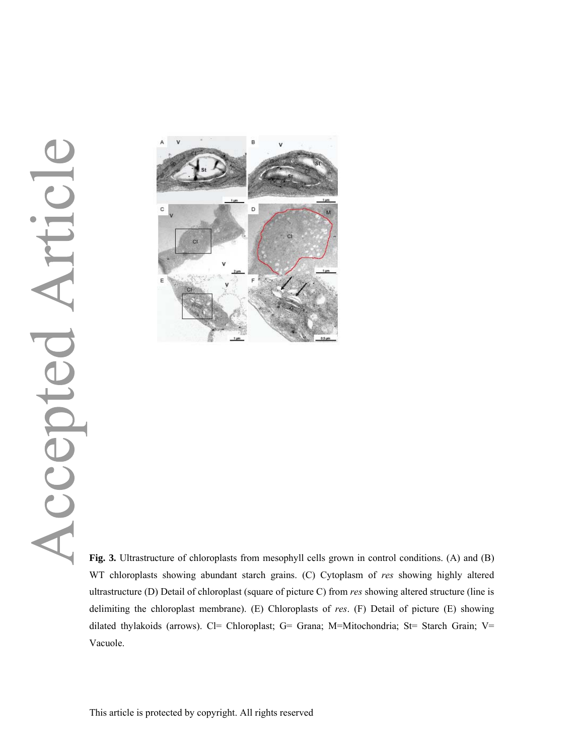**Fig. 3.** Ultrastructure of chloroplasts from mesophyll cells grown in control conditions. (A) and (B) WT chloroplasts showing abundant starch grains. (C) Cytoplasm of *res* showing highly altered ultrastructure (D) Detail of chloroplast (square of picture C) from *res* showing altered structure (line is delimiting the chloroplast membrane). (E) Chloroplasts of *res*. (F) Detail of picture (E) showing dilated thylakoids (arrows). Cl= Chloroplast; G= Grana; M=Mitochondria; St= Starch Grain; V= Vacuole.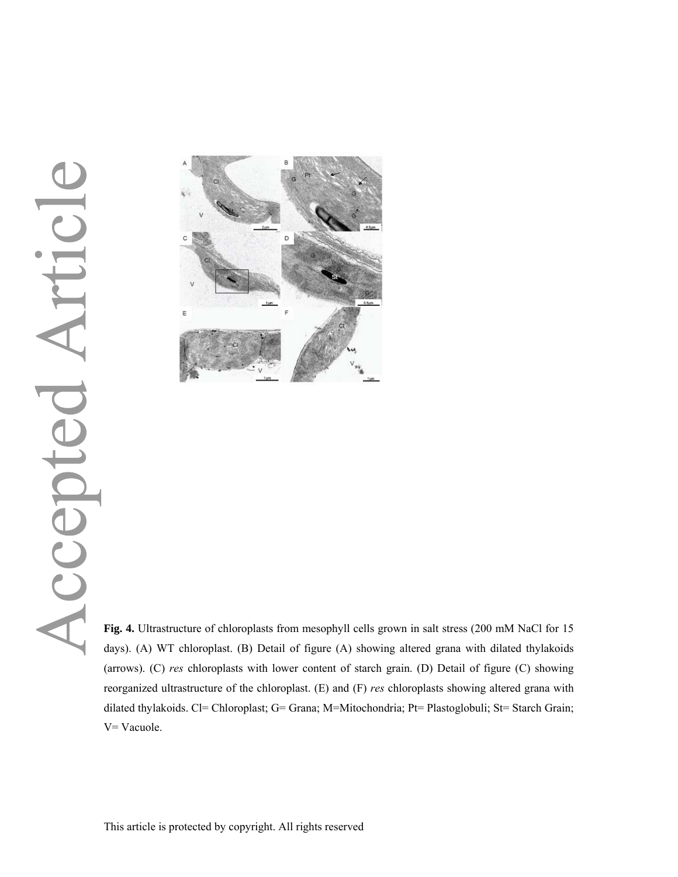**Fig. 4.** Ultrastructure of chloroplasts from mesophyll cells grown in salt stress (200 mM NaCl for 15 days). (A) WT chloroplast. (B) Detail of figure (A) showing altered grana with dilated thylakoids (arrows). (C) *res* chloroplasts with lower content of starch grain. (D) Detail of figure (C) showing reorganized ultrastructure of the chloroplast. (E) and (F) *res* chloroplasts showing altered grana with dilated thylakoids. Cl= Chloroplast; G= Grana; M=Mitochondria; Pt= Plastoglobuli; St= Starch Grain; V= Vacuole.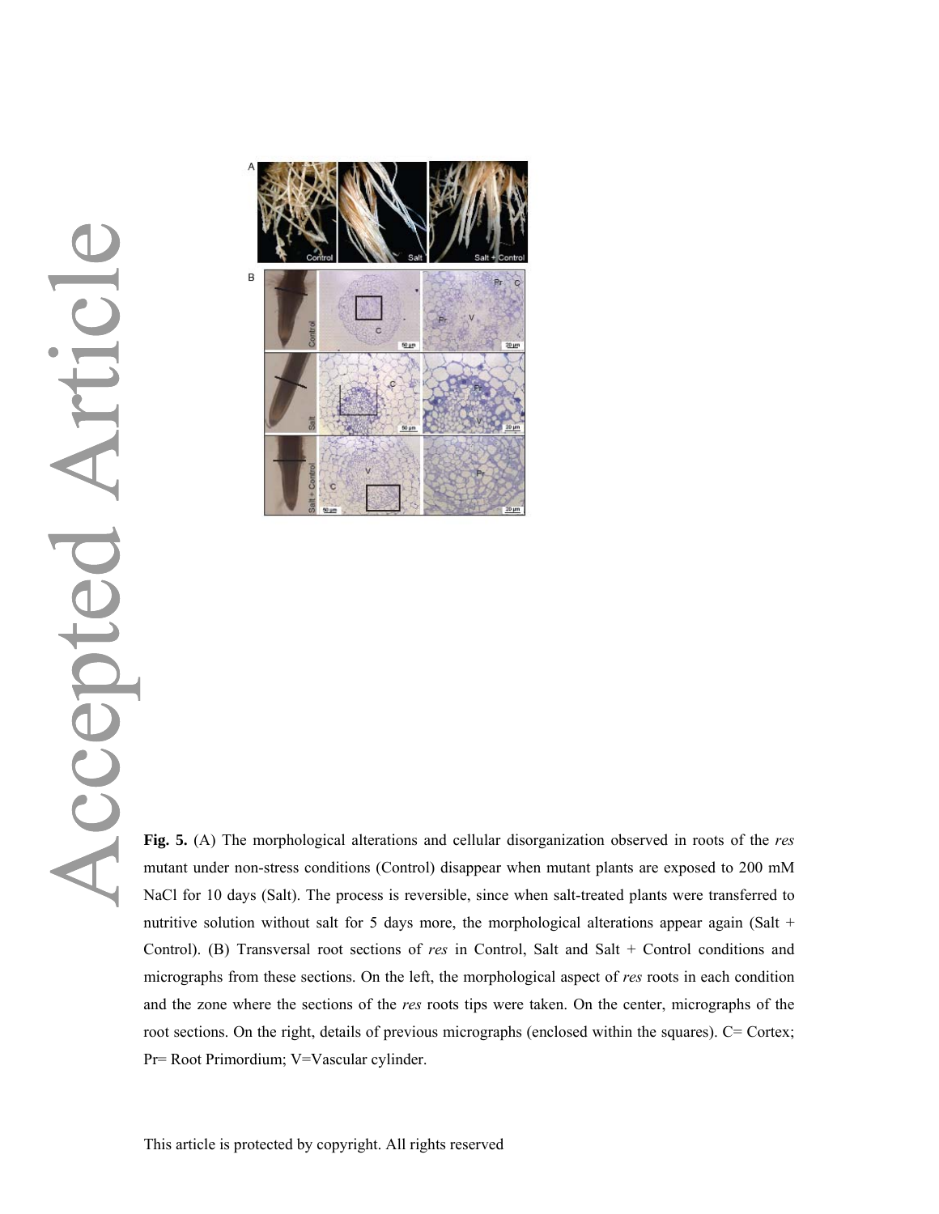**Fig. 5.** (A) The morphological alterations and cellular disorganization observed in roots of the *res* mutant under non-stress conditions (Control) disappear when mutant plants are exposed to 200 mM NaCl for 10 days (Salt). The process is reversible, since when salt-treated plants were transferred to nutritive solution without salt for 5 days more, the morphological alterations appear again (Salt + Control). (B) Transversal root sections of *res* in Control, Salt and Salt + Control conditions and micrographs from these sections. On the left, the morphological aspect of *res* roots in each condition and the zone where the sections of the *res* roots tips were taken. On the center, micrographs of the root sections. On the right, details of previous micrographs (enclosed within the squares). C= Cortex; Pr= Root Primordium; V=Vascular cylinder.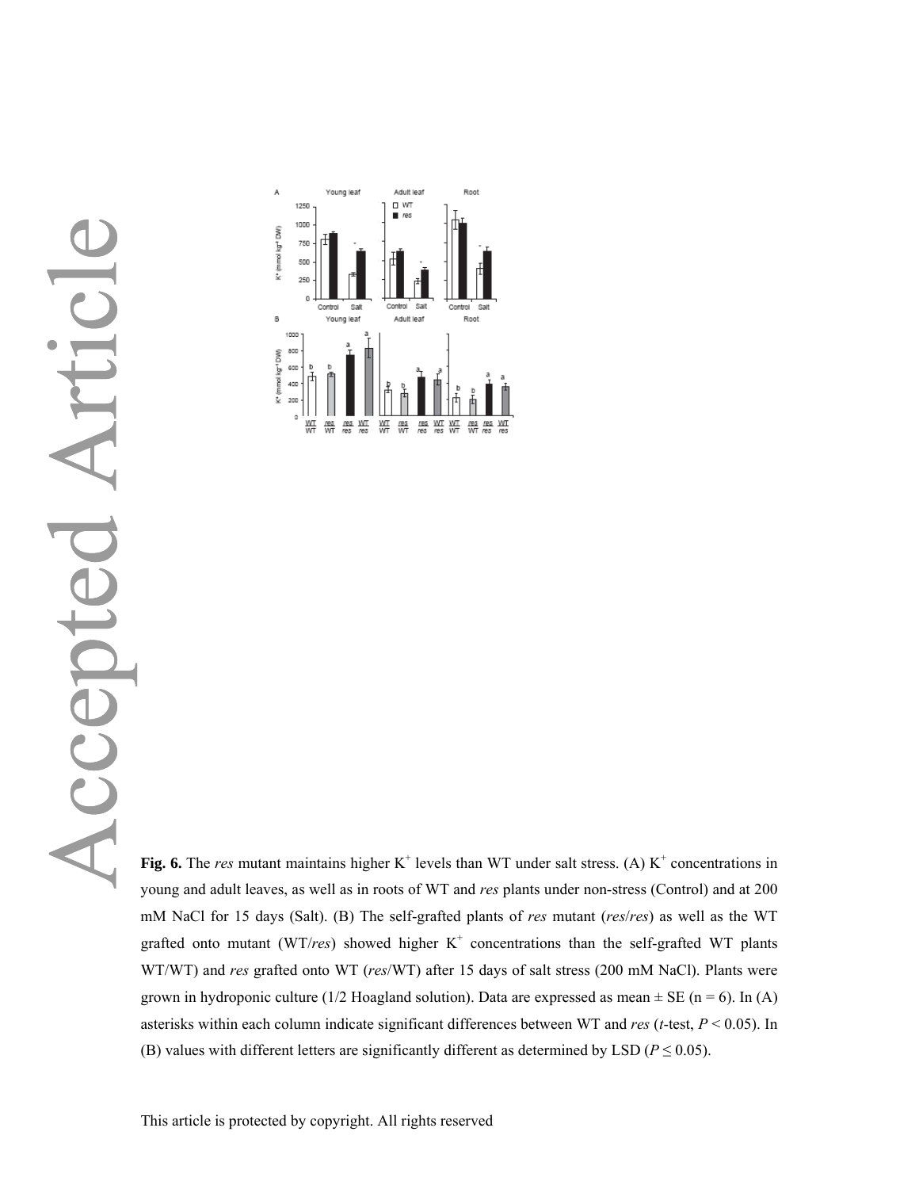**Fig. 6.** The *res* mutant maintains higher $K^+$ levels than WT under salt stress. (A) $K^+$ concentrations in young and adult leaves, as well as in roots of WT and *res* plants under non-stress (Control) and at 200 mM NaCl for 15 days (Salt). (B) The self-grafted plants of *res* mutant (*res*/*res*) as well as the WT grafted onto mutant (WT/*res*) showed higher $K^+$ concentrations than the self-grafted WT plants WT/WT) and *res* grafted onto WT (*res*/WT) after 15 days of salt stress (200 mM NaCl). Plants were grown in hydroponic culture (1/2 Hoagland solution). Data are expressed as mean ± SE (n = 6). In (A) asterisks within each column indicate significant differences between WT and *res* (*t*-test, $P < 0.05$). In (B) values with different letters are significantly different as determined by LSD ($P \leq 0.05$).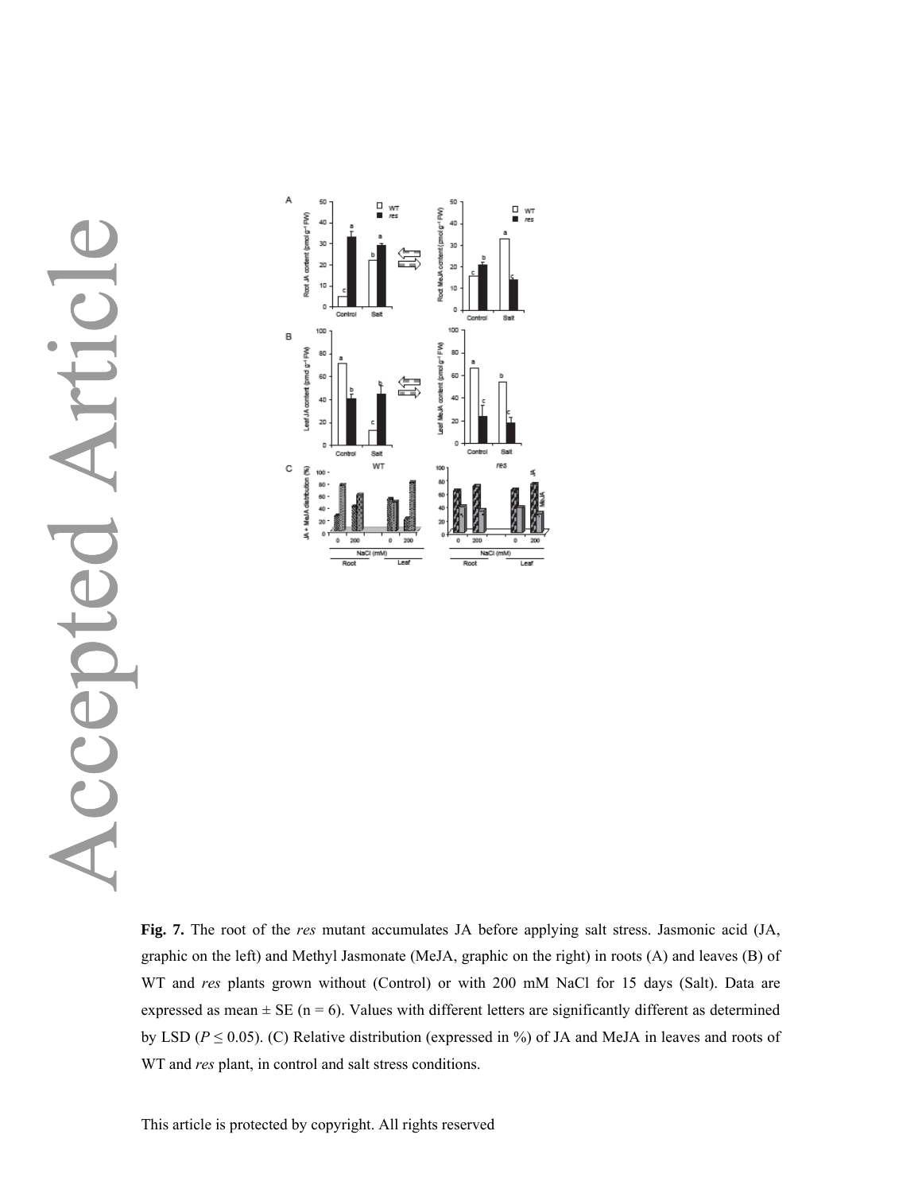**Fig. 7.** The root of the *res* mutant accumulates JA before applying salt stress. Jasmonic acid (JA, graphic on the left) and Methyl Jasmonate (MeJA, graphic on the right) in roots (A) and leaves (B) of WT and *res* plants grown without (Control) or with 200 mM NaCl for 15 days (Salt). Data are expressed as mean ± SE (n = 6). Values with different letters are significantly different as determined by LSD ($P \leq 0.05$). (C) Relative distribution (expressed in %) of JA and MeJA in leaves and roots of WT and *res* plant, in control and salt stress conditions.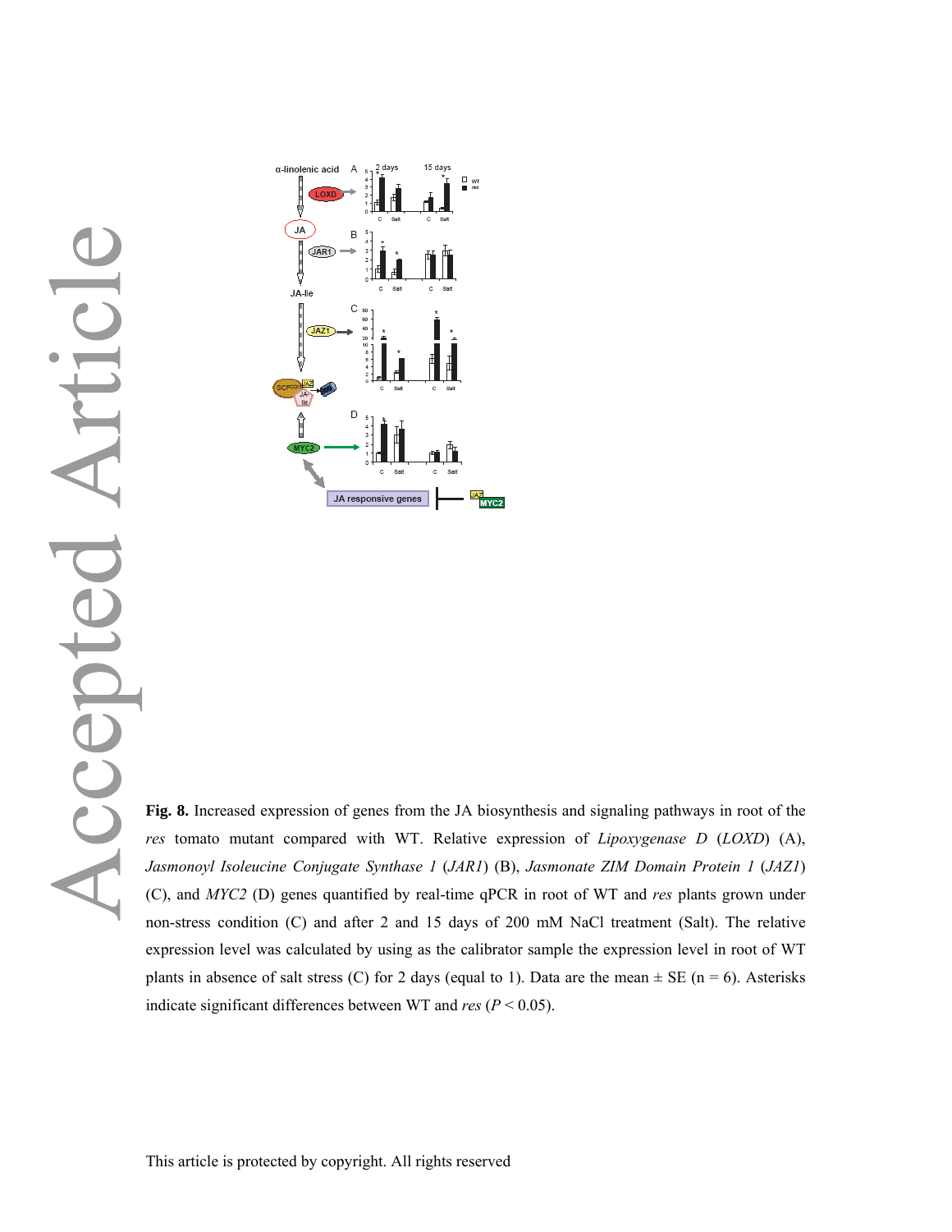α-linolenic acid

LOXD

JA

JAR1

JA-Ile

JAZ1

SCF[COI1]

JAZ

JA-Ile

MYC2

JA responsive genes

JAZ

MYC2

A

2 days

15 days

WT

*res*

B

C

D

C Salt C Salt

**Fig. 8.** Increased expression of genes from the JA biosynthesis and signaling pathways in root of the *res* tomato mutant compared with WT. Relative expression of *Lipoxygenase D* (*LOXD*) (A), *Jasmonoyl Isoleucine Conjugate Synthase 1* (*JAR1*) (B), *Jasmonate ZIM Domain Protein 1* (*JAZ1*) (C), and *MYC2* (D) genes quantified by real-time qPCR in root of WT and *res* plants grown under non-stress condition (C) and after 2 and 15 days of 200 mM NaCl treatment (Salt). The relative expression level was calculated by using as the calibrator sample the expression level in root of WT plants in absence of salt stress (C) for 2 days (equal to 1). Data are the mean ± SE (n = 6). Asterisks indicate significant differences between WT and *res* ($P < 0.05$).